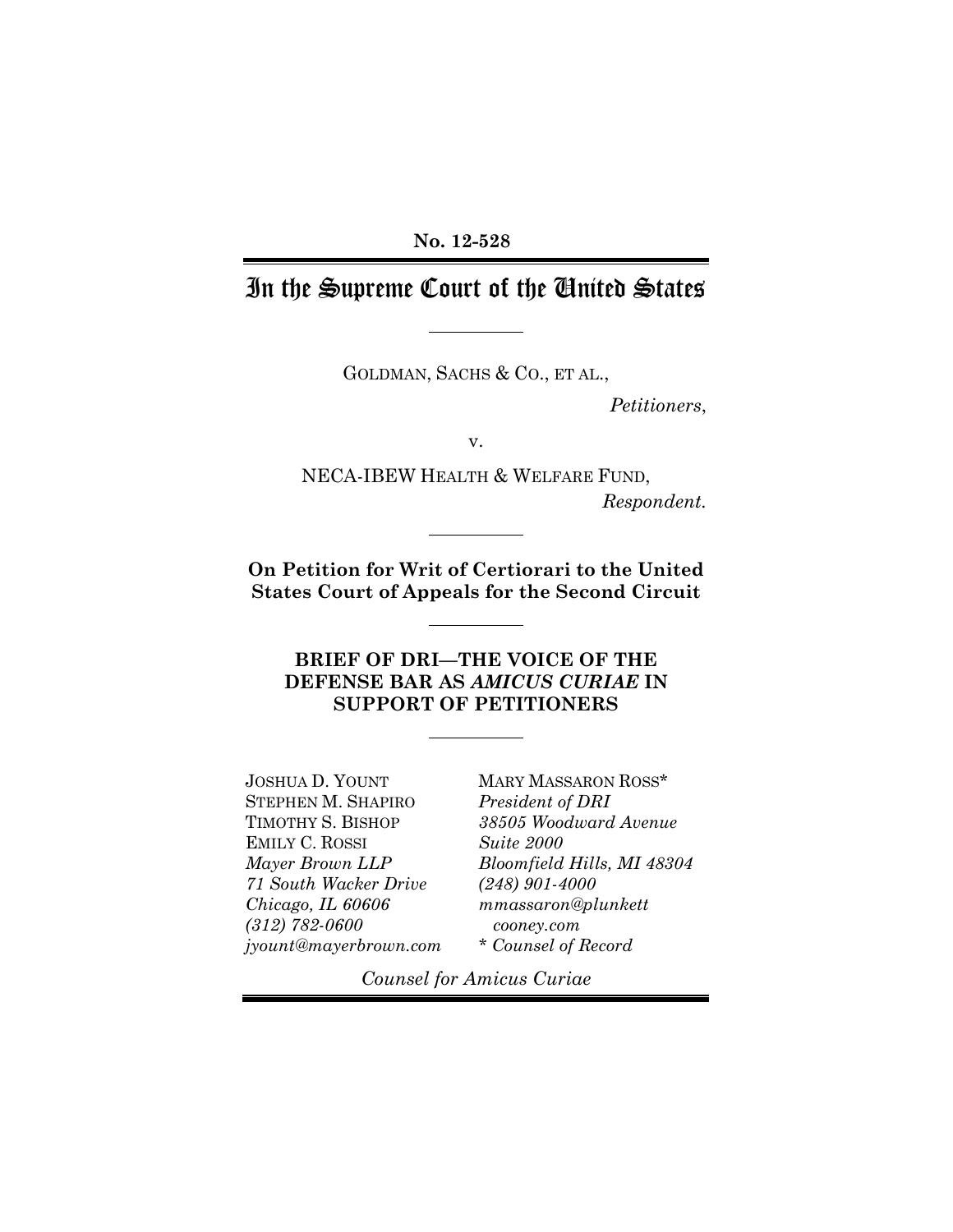**No. 12-528**

# In the Supreme Court of the United States

GOLDMAN, SACHS & CO., ET AL.,

*Petitioners*,

v.

NECA-IBEW HEALTH & WELFARE FUND,

*Respondent*.

**On Petition for Writ of Certiorari to the United States Court of Appeals for the Second Circuit**

**BRIEF OF DRI—THE VOICE OF THE DEFENSE BAR AS *AMICUS CURIAE* IN SUPPORT OF PETITIONERS**

JOSHUA D. YOUNT
STEPHEN M. SHAPIRO
TIMOTHY S. BISHOP
EMILY C. ROSSI
*Mayer Brown LLP*
*71 South Wacker Drive*
*Chicago, IL 60606*
*(312) 782-0600*
*jyount@mayerbrown.com*

MARY MASSARON ROSS*
*President of DRI*
*38505 Woodward Avenue*
*Suite 2000*
*Bloomfield Hills, MI 48304*
*(248) 901-4000*
*mmassaron@plunkett cooney.com*
*\* Counsel of Record*

*Counsel for Amicus Curiae*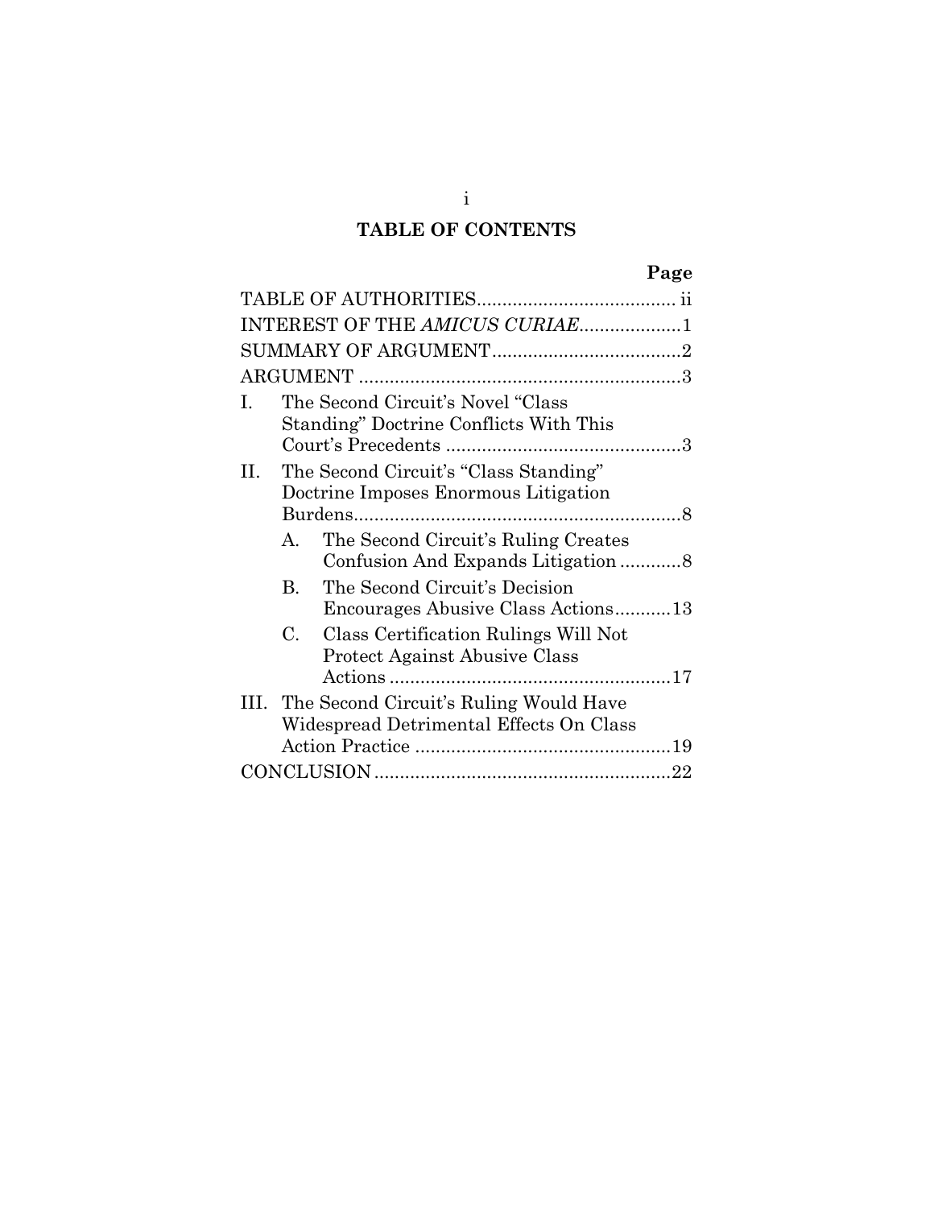# TABLE OF CONTENTS

| | Page |
|---|---|
| TABLE OF AUTHORITIES | ii |
| INTEREST OF THE *AMICUS CURIAE* | 1 |
| SUMMARY OF ARGUMENT | 2 |
| ARGUMENT | 3 |
| I. The Second Circuit's Novel "Class Standing" Doctrine Conflicts With This Court's Precedents | 3 |
| II. The Second Circuit's "Class Standing" Doctrine Imposes Enormous Litigation Burdens | 8 |
| A. The Second Circuit's Ruling Creates Confusion And Expands Litigation | 8 |
| B. The Second Circuit's Decision Encourages Abusive Class Actions | 13 |
| C. Class Certification Rulings Will Not Protect Against Abusive Class Actions | 17 |
| III. The Second Circuit's Ruling Would Have Widespread Detrimental Effects On Class Action Practice | 19 |
| CONCLUSION | 22 |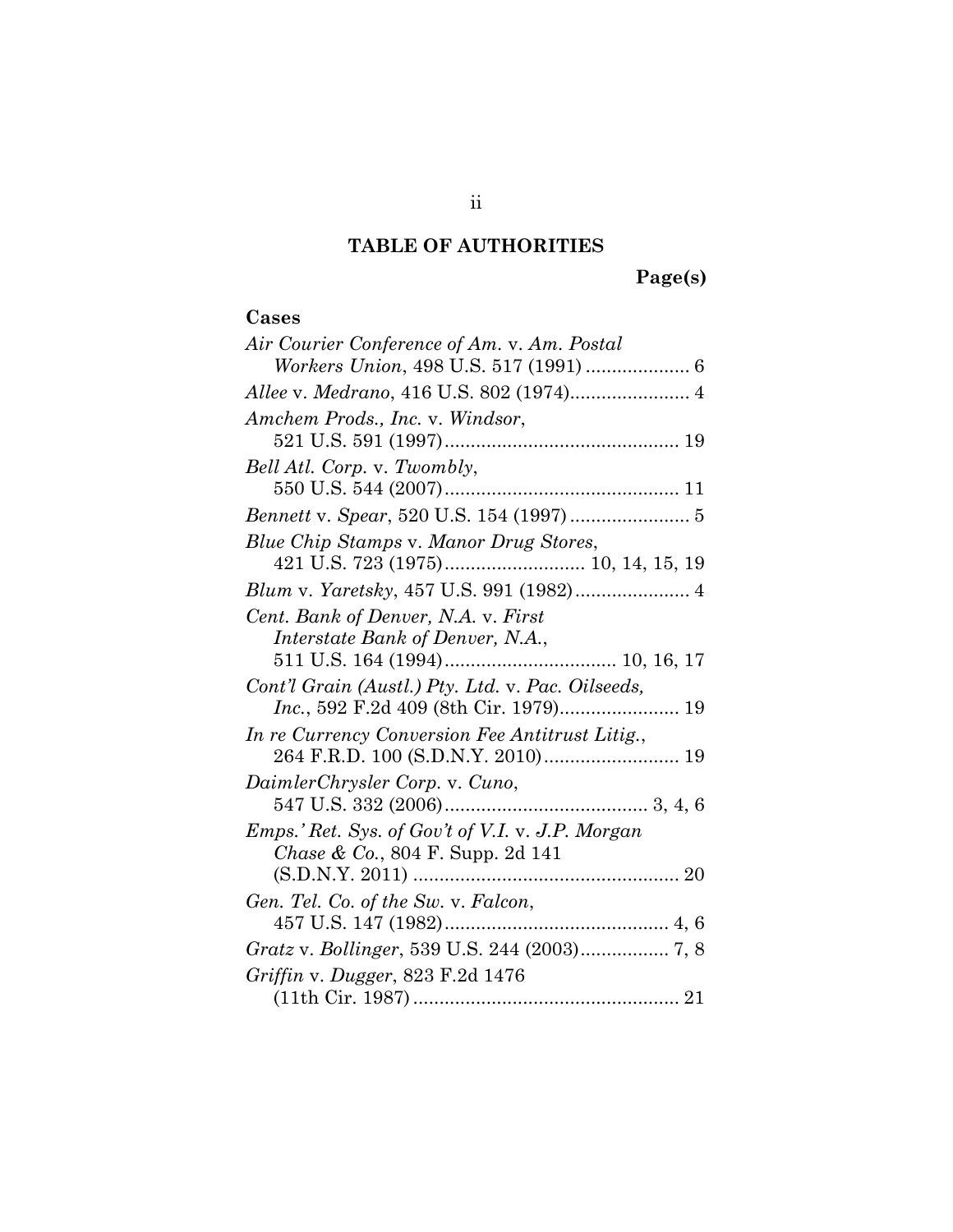# TABLE OF AUTHORITIES

**Page(s)**

**Cases**

*Air Courier Conference of Am.* v. *Am. Postal Workers Union*, 498 U.S. 517 (1991) .................... 6

*Allee* v. *Medrano*, 416 U.S. 802 (1974)....................... 4

*Amchem Prods., Inc.* v. *Windsor*, 521 U.S. 591 (1997)............................................. 19

*Bell Atl. Corp.* v. *Twombly*, 550 U.S. 544 (2007)............................................. 11

*Bennett* v. *Spear*, 520 U.S. 154 (1997) ....................... 5

*Blue Chip Stamps* v. *Manor Drug Stores*, 421 U.S. 723 (1975).......................... 10, 14, 15, 19

*Blum* v. *Yaretsky*, 457 U.S. 991 (1982)...................... 4

*Cent. Bank of Denver, N.A.* v. *First Interstate Bank of Denver, N.A.*, 511 U.S. 164 (1994)................................ 10, 16, 17

*Cont'l Grain (Austl.) Pty. Ltd.* v. *Pac. Oilseeds, Inc.*, 592 F.2d 409 (8th Cir. 1979)....................... 19

*In re Currency Conversion Fee Antitrust Litig.*, 264 F.R.D. 100 (S.D.N.Y. 2010).......................... 19

*DaimlerChrysler Corp.* v. *Cuno*, 547 U.S. 332 (2006)....................................... 3, 4, 6

*Emps.' Ret. Sys. of Gov't of V.I.* v. *J.P. Morgan Chase & Co.*, 804 F. Supp. 2d 141 (S.D.N.Y. 2011) ................................................... 20

*Gen. Tel. Co. of the Sw.* v. *Falcon*, 457 U.S. 147 (1982)........................................... 4, 6

*Gratz* v. *Bollinger*, 539 U.S. 244 (2003)................. 7, 8

*Griffin* v. *Dugger*, 823 F.2d 1476 (11th Cir. 1987)................................................... 21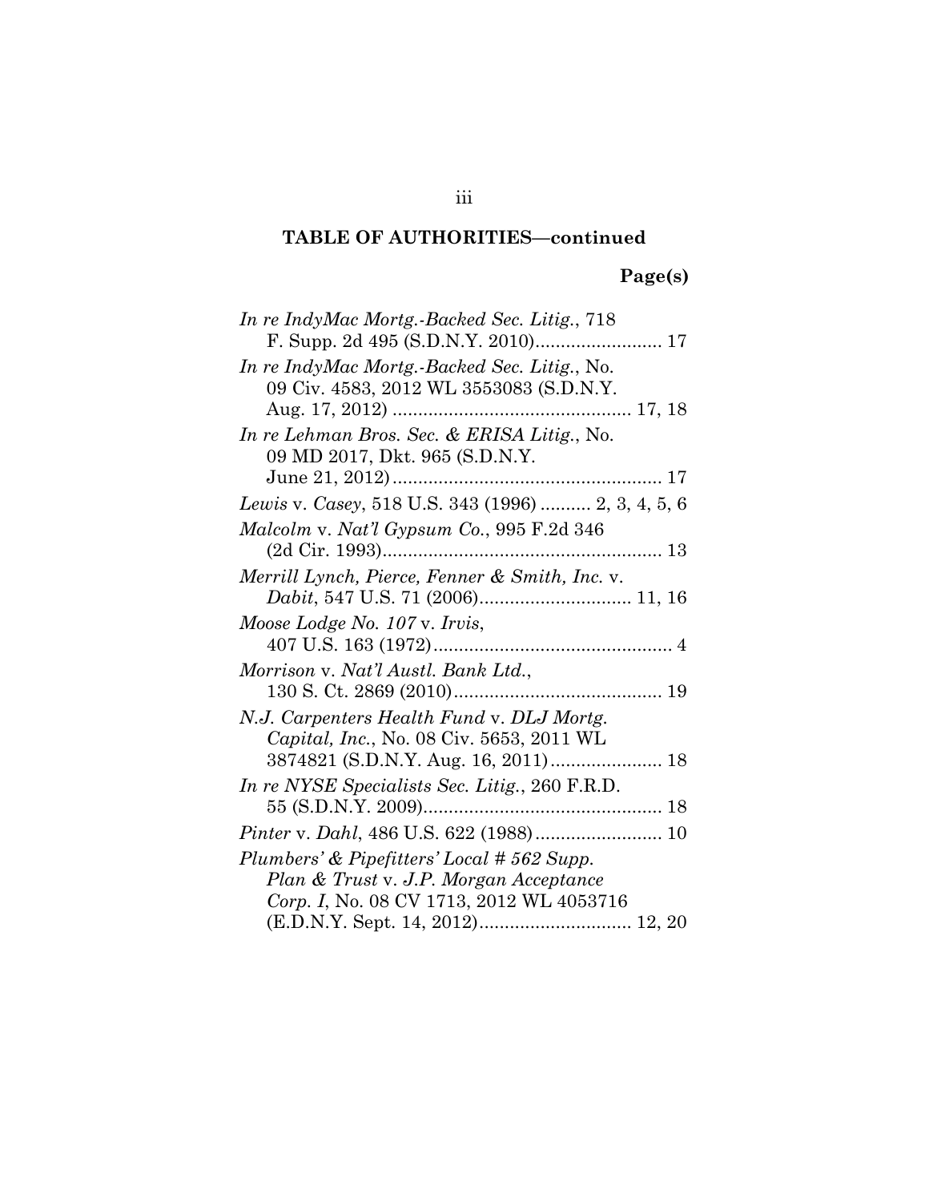**TABLE OF AUTHORITIES—continued**

**Page(s)**

*In re IndyMac Mortg.-Backed Sec. Litig.*, 718 F. Supp. 2d 495 (S.D.N.Y. 2010)......................... 17

*In re IndyMac Mortg.-Backed Sec. Litig.*, No. 09 Civ. 4583, 2012 WL 3553083 (S.D.N.Y. Aug. 17, 2012) ............................................... 17, 18

*In re Lehman Bros. Sec. & ERISA Litig.*, No. 09 MD 2017, Dkt. 965 (S.D.N.Y. June 21, 2012)..................................................... 17

*Lewis* v. *Casey*, 518 U.S. 343 (1996) .......... 2, 3, 4, 5, 6

*Malcolm* v. *Nat'l Gypsum Co.*, 995 F.2d 346 (2d Cir. 1993)....................................................... 13

*Merrill Lynch, Pierce, Fenner & Smith, Inc.* v. *Dabit*, 547 U.S. 71 (2006).............................. 11, 16

*Moose Lodge No. 107* v. *Irvis*, 407 U.S. 163 (1972)............................................... 4

*Morrison* v. *Nat'l Austl. Bank Ltd.*, 130 S. Ct. 2869 (2010).......................................... 19

*N.J. Carpenters Health Fund* v. *DLJ Mortg. Capital, Inc.*, No. 08 Civ. 5653, 2011 WL 3874821 (S.D.N.Y. Aug. 16, 2011)...................... 18

*In re NYSE Specialists Sec. Litig.*, 260 F.R.D. 55 (S.D.N.Y. 2009)............................................... 18

*Pinter* v. *Dahl*, 486 U.S. 622 (1988)......................... 10

*Plumbers' & Pipefitters' Local # 562 Supp. Plan & Trust* v. *J.P. Morgan Acceptance Corp. I*, No. 08 CV 1713, 2012 WL 4053716 (E.D.N.Y. Sept. 14, 2012).............................. 12, 20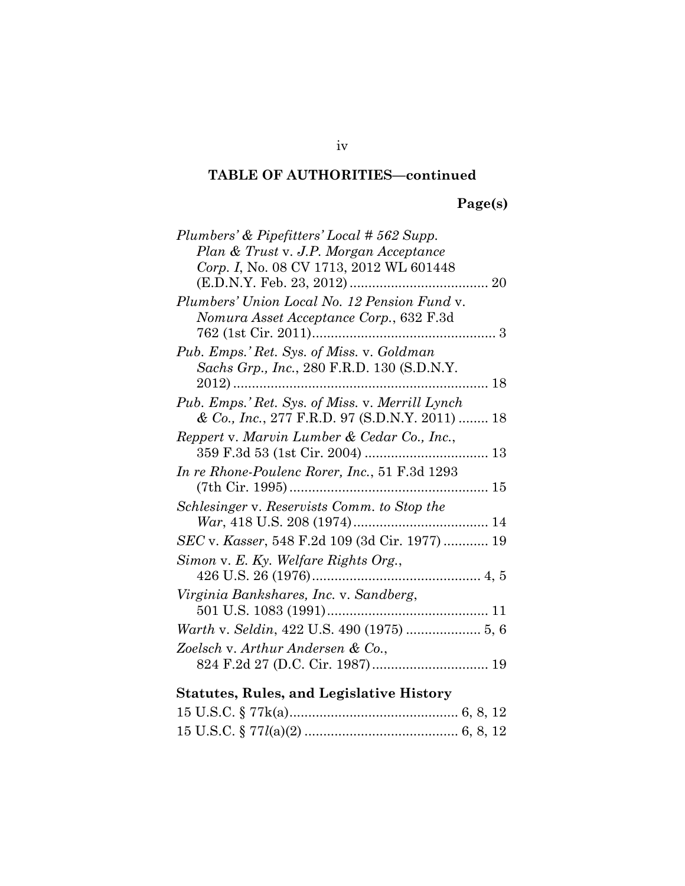**TABLE OF AUTHORITIES—continued**

**Page(s)**

*Plumbers' & Pipefitters' Local # 562 Supp. Plan & Trust* v. *J.P. Morgan Acceptance Corp. I*, No. 08 CV 1713, 2012 WL 601448 (E.D.N.Y. Feb. 23, 2012) .................................... 20

*Plumbers' Union Local No. 12 Pension Fund* v. *Nomura Asset Acceptance Corp.*, 632 F.3d 762 (1st Cir. 2011) ................................................ 3

*Pub. Emps.' Ret. Sys. of Miss.* v. *Goldman Sachs Grp., Inc.*, 280 F.R.D. 130 (S.D.N.Y. 2012) .................................................................... 18

*Pub. Emps.' Ret. Sys. of Miss.* v. *Merrill Lynch & Co., Inc.*, 277 F.R.D. 97 (S.D.N.Y. 2011) ........ 18

*Reppert* v. *Marvin Lumber & Cedar Co., Inc.*, 359 F.3d 53 (1st Cir. 2004) ................................ 13

*In re Rhone-Poulenc Rorer, Inc.*, 51 F.3d 1293 (7th Cir. 1995) .................................................... 15

*Schlesinger* v. *Reservists Comm. to Stop the War*, 418 U.S. 208 (1974) .................................... 14

*SEC* v. *Kasser*, 548 F.2d 109 (3d Cir. 1977) ............ 19

*Simon* v. *E. Ky. Welfare Rights Org.*, 426 U.S. 26 (1976) ............................................. 4, 5

*Virginia Bankshares, Inc.* v. *Sandberg*, 501 U.S. 1083 (1991) ........................................... 11

*Warth* v. *Seldin*, 422 U.S. 490 (1975) .................... 5, 6

*Zoelsch* v. *Arthur Andersen & Co.*, 824 F.2d 27 (D.C. Cir. 1987) ............................... 19

**Statutes, Rules, and Legislative History**

15 U.S.C. § 77k(a) ............................................. 6, 8, 12

15 U.S.C. § 77*l*(a)(2) ......................................... 6, 8, 12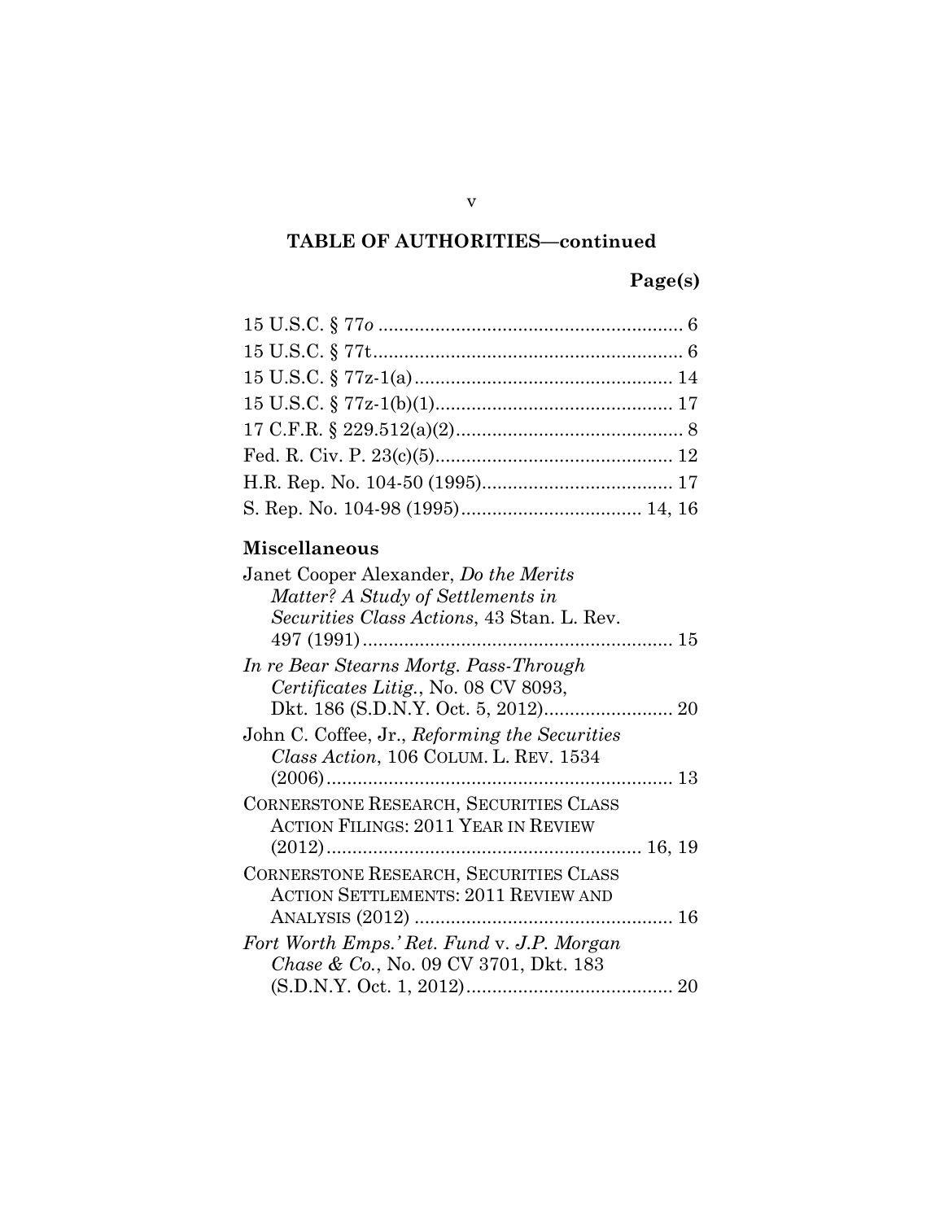## TABLE OF AUTHORITIES—continued

**Page(s)**

15 U.S.C. § 77*o* .......................................................... 6

15 U.S.C. § 77t............................................................ 6

15 U.S.C. § 77z-1(a).................................................. 14

15 U.S.C. § 77z-1(b)(1).............................................. 17

17 C.F.R. § 229.512(a)(2)............................................ 8

Fed. R. Civ. P. 23(c)(5).............................................. 12

H.R. Rep. No. 104-50 (1995)..................................... 17

S. Rep. No. 104-98 (1995)................................... 14, 16

### Miscellaneous

Janet Cooper Alexander, *Do the Merits Matter? A Study of Settlements in Securities Class Actions*, 43 Stan. L. Rev. 497 (1991)............................................................ 15

*In re Bear Stearns Mortg. Pass-Through Certificates Litig.*, No. 08 CV 8093, Dkt. 186 (S.D.N.Y. Oct. 5, 2012)......................... 20

John C. Coffee, Jr., *Reforming the Securities Class Action*, 106 COLUM. L. REV. 1534 (2006).................................................................. 13

CORNERSTONE RESEARCH, SECURITIES CLASS ACTION FILINGS: 2011 YEAR IN REVIEW (2012)............................................................ 16, 19

CORNERSTONE RESEARCH, SECURITIES CLASS ACTION SETTLEMENTS: 2011 REVIEW AND ANALYSIS (2012) .................................................. 16

*Fort Worth Emps.' Ret. Fund* v. *J.P. Morgan Chase & Co.*, No. 09 CV 3701, Dkt. 183 (S.D.N.Y. Oct. 1, 2012)........................................ 20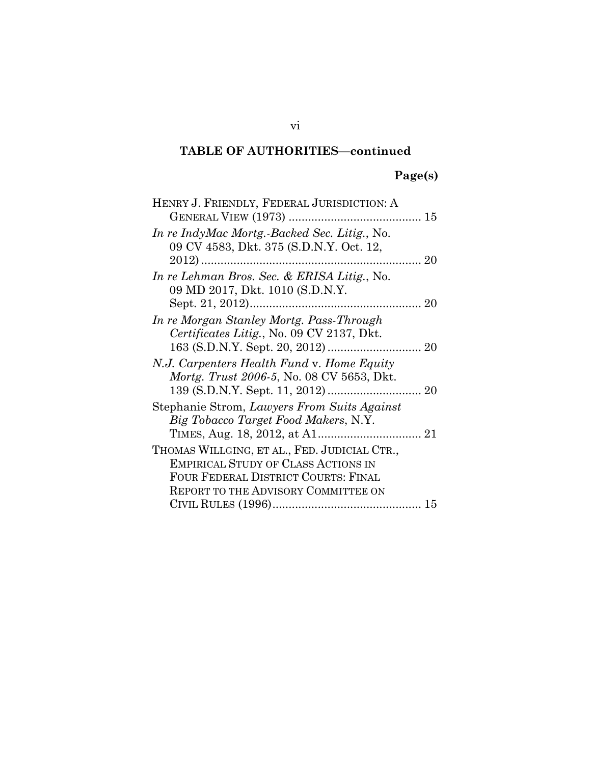**TABLE OF AUTHORITIES—continued**

**Page(s)**

HENRY J. FRIENDLY, FEDERAL JURISDICTION: A GENERAL VIEW (1973) ........................................ 15

*In re IndyMac Mortg.-Backed Sec. Litig.*, No. 09 CV 4583, Dkt. 375 (S.D.N.Y. Oct. 12, 2012) .................................................................... 20

*In re Lehman Bros. Sec. & ERISA Litig.*, No. 09 MD 2017, Dkt. 1010 (S.D.N.Y. Sept. 21, 2012)..................................................... 20

*In re Morgan Stanley Mortg. Pass-Through Certificates Litig.*, No. 09 CV 2137, Dkt. 163 (S.D.N.Y. Sept. 20, 2012) ............................ 20

*N.J. Carpenters Health Fund* v. *Home Equity Mortg. Trust 2006-5*, No. 08 CV 5653, Dkt. 139 (S.D.N.Y. Sept. 11, 2012) ............................ 20

Stephanie Strom, *Lawyers From Suits Against Big Tobacco Target Food Makers*, N.Y. TIMES, Aug. 18, 2012, at A1................................ 21

THOMAS WILLGING, ET AL., FED. JUDICIAL CTR., EMPIRICAL STUDY OF CLASS ACTIONS IN FOUR FEDERAL DISTRICT COURTS: FINAL REPORT TO THE ADVISORY COMMITTEE ON CIVIL RULES (1996).............................................. 15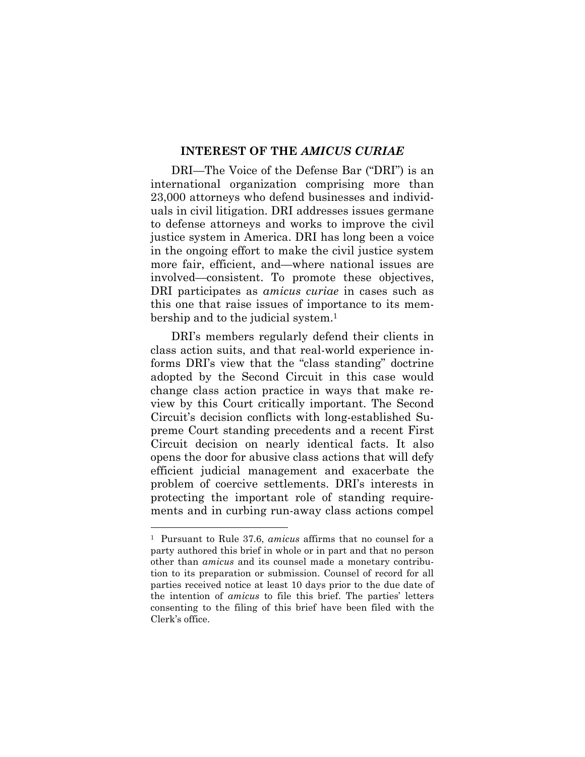## INTEREST OF THE *AMICUS CURIAE*

DRI—The Voice of the Defense Bar ("DRI") is an international organization comprising more than 23,000 attorneys who defend businesses and individuals in civil litigation. DRI addresses issues germane to defense attorneys and works to improve the civil justice system in America. DRI has long been a voice in the ongoing effort to make the civil justice system more fair, efficient, and—where national issues are involved—consistent. To promote these objectives, DRI participates as *amicus curiae* in cases such as this one that raise issues of importance to its membership and to the judicial system.[1]

DRI's members regularly defend their clients in class action suits, and that real-world experience informs DRI's view that the "class standing" doctrine adopted by the Second Circuit in this case would change class action practice in ways that make review by this Court critically important. The Second Circuit's decision conflicts with long-established Supreme Court standing precedents and a recent First Circuit decision on nearly identical facts. It also opens the door for abusive class actions that will defy efficient judicial management and exacerbate the problem of coercive settlements. DRI's interests in protecting the important role of standing requirements and in curbing run-away class actions compel

---

[1] Pursuant to Rule 37.6, *amicus* affirms that no counsel for a party authored this brief in whole or in part and that no person other than *amicus* and its counsel made a monetary contribution to its preparation or submission. Counsel of record for all parties received notice at least 10 days prior to the due date of the intention of *amicus* to file this brief. The parties' letters consenting to the filing of this brief have been filed with the Clerk's office.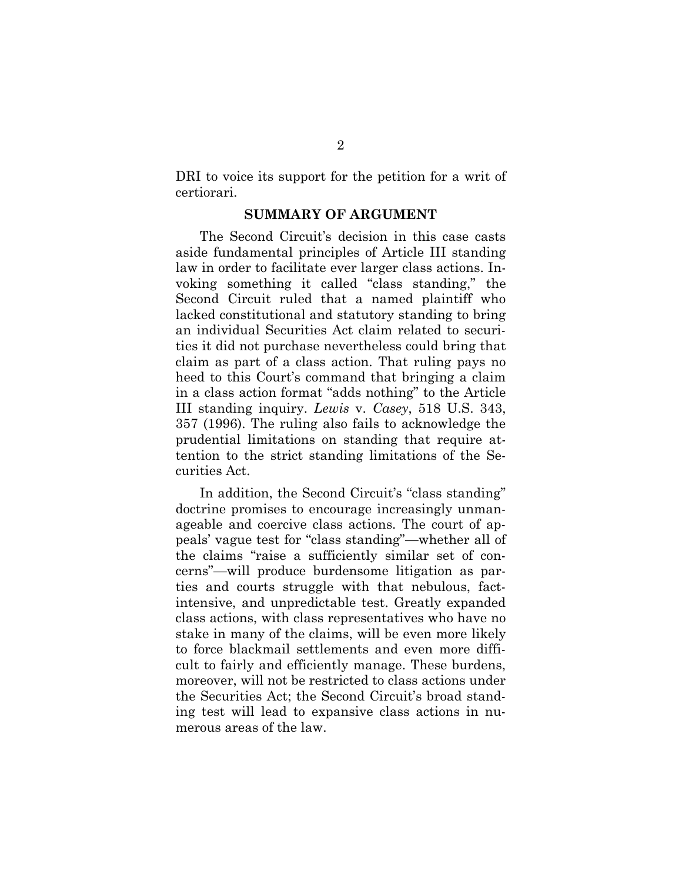DRI to voice its support for the petition for a writ of certiorari.

## SUMMARY OF ARGUMENT

The Second Circuit's decision in this case casts aside fundamental principles of Article III standing law in order to facilitate ever larger class actions. Invoking something it called "class standing," the Second Circuit ruled that a named plaintiff who lacked constitutional and statutory standing to bring an individual Securities Act claim related to securities it did not purchase nevertheless could bring that claim as part of a class action. That ruling pays no heed to this Court's command that bringing a claim in a class action format "adds nothing" to the Article III standing inquiry. *Lewis* v. *Casey*, 518 U.S. 343, 357 (1996). The ruling also fails to acknowledge the prudential limitations on standing that require attention to the strict standing limitations of the Securities Act.

In addition, the Second Circuit's "class standing" doctrine promises to encourage increasingly unmanageable and coercive class actions. The court of appeals' vague test for "class standing"—whether all of the claims "raise a sufficiently similar set of concerns"—will produce burdensome litigation as parties and courts struggle with that nebulous, fact-intensive, and unpredictable test. Greatly expanded class actions, with class representatives who have no stake in many of the claims, will be even more likely to force blackmail settlements and even more difficult to fairly and efficiently manage. These burdens, moreover, will not be restricted to class actions under the Securities Act; the Second Circuit's broad standing test will lead to expansive class actions in numerous areas of the law.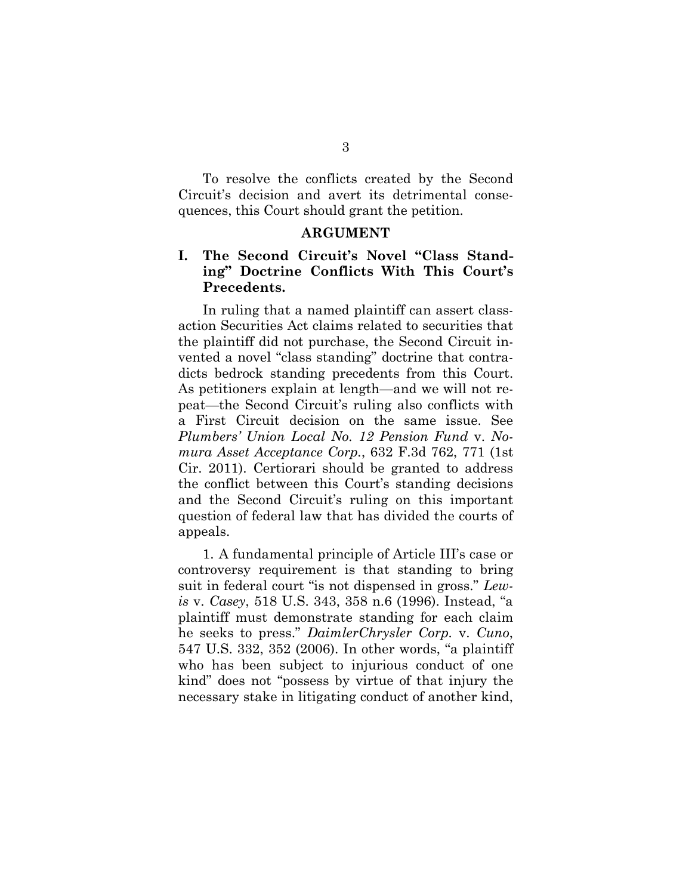To resolve the conflicts created by the Second Circuit's decision and avert its detrimental consequences, this Court should grant the petition.

## ARGUMENT

### I. The Second Circuit's Novel "Class Standing" Doctrine Conflicts With This Court's Precedents.

In ruling that a named plaintiff can assert class-action Securities Act claims related to securities that the plaintiff did not purchase, the Second Circuit invented a novel "class standing" doctrine that contradicts bedrock standing precedents from this Court. As petitioners explain at length—and we will not repeat—the Second Circuit's ruling also conflicts with a First Circuit decision on the same issue. See *Plumbers' Union Local No. 12 Pension Fund* v. *Nomura Asset Acceptance Corp.*, 632 F.3d 762, 771 (1st Cir. 2011). Certiorari should be granted to address the conflict between this Court's standing decisions and the Second Circuit's ruling on this important question of federal law that has divided the courts of appeals.

1. A fundamental principle of Article III's case or controversy requirement is that standing to bring suit in federal court "is not dispensed in gross." *Lewis* v. *Casey*, 518 U.S. 343, 358 n.6 (1996). Instead, "a plaintiff must demonstrate standing for each claim he seeks to press." *DaimlerChrysler Corp.* v. *Cuno*, 547 U.S. 332, 352 (2006). In other words, "a plaintiff who has been subject to injurious conduct of one kind" does not "possess by virtue of that injury the necessary stake in litigating conduct of another kind,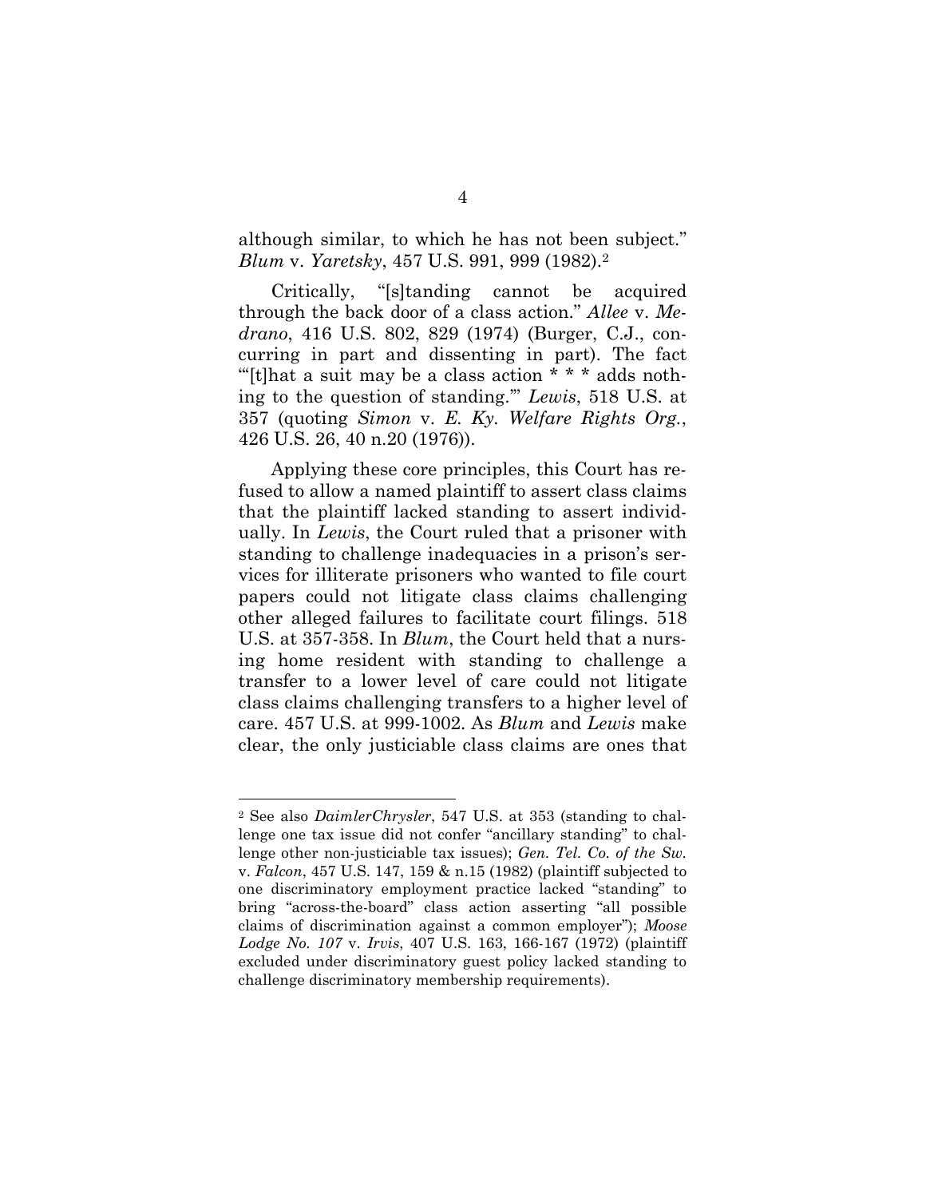although similar, to which he has not been subject." *Blum* v. *Yaretsky*, 457 U.S. 991, 999 (1982).[2]

Critically, "[s]tanding cannot be acquired through the back door of a class action." *Allee* v. *Medrano*, 416 U.S. 802, 829 (1974) (Burger, C.J., concurring in part and dissenting in part). The fact "'[t]hat a suit may be a class action * * * adds nothing to the question of standing.'" *Lewis*, 518 U.S. at 357 (quoting *Simon* v. *E. Ky. Welfare Rights Org.*, 426 U.S. 26, 40 n.20 (1976)).

Applying these core principles, this Court has refused to allow a named plaintiff to assert class claims that the plaintiff lacked standing to assert individually. In *Lewis*, the Court ruled that a prisoner with standing to challenge inadequacies in a prison's services for illiterate prisoners who wanted to file court papers could not litigate class claims challenging other alleged failures to facilitate court filings. 518 U.S. at 357-358. In *Blum*, the Court held that a nursing home resident with standing to challenge a transfer to a lower level of care could not litigate class claims challenging transfers to a higher level of care. 457 U.S. at 999-1002. As *Blum* and *Lewis* make clear, the only justiciable class claims are ones that

---

[2] See also *DaimlerChrysler*, 547 U.S. at 353 (standing to challenge one tax issue did not confer "ancillary standing" to challenge other non-justiciable tax issues); *Gen. Tel. Co. of the Sw.* v. *Falcon*, 457 U.S. 147, 159 & n.15 (1982) (plaintiff subjected to one discriminatory employment practice lacked "standing" to bring "across-the-board" class action asserting "all possible claims of discrimination against a common employer"); *Moose Lodge No. 107* v. *Irvis*, 407 U.S. 163, 166-167 (1972) (plaintiff excluded under discriminatory guest policy lacked standing to challenge discriminatory membership requirements).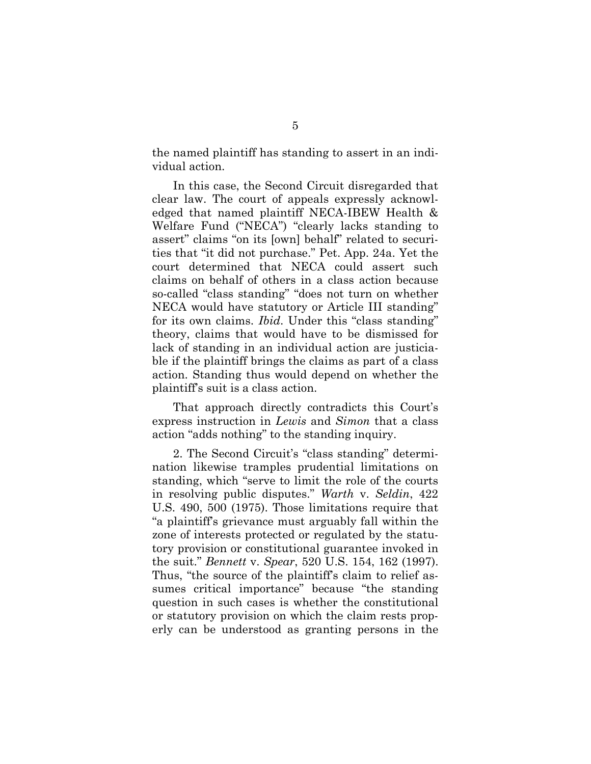the named plaintiff has standing to assert in an individual action.

In this case, the Second Circuit disregarded that clear law. The court of appeals expressly acknowledged that named plaintiff NECA-IBEW Health & Welfare Fund ("NECA") "clearly lacks standing to assert" claims "on its [own] behalf" related to securities that "it did not purchase." Pet. App. 24a. Yet the court determined that NECA could assert such claims on behalf of others in a class action because so-called "class standing" "does not turn on whether NECA would have statutory or Article III standing" for its own claims. *Ibid*. Under this "class standing" theory, claims that would have to be dismissed for lack of standing in an individual action are justiciable if the plaintiff brings the claims as part of a class action. Standing thus would depend on whether the plaintiff's suit is a class action.

That approach directly contradicts this Court's express instruction in *Lewis* and *Simon* that a class action "adds nothing" to the standing inquiry.

2. The Second Circuit's "class standing" determination likewise tramples prudential limitations on standing, which "serve to limit the role of the courts in resolving public disputes." *Warth* v. *Seldin*, 422 U.S. 490, 500 (1975). Those limitations require that "a plaintiff's grievance must arguably fall within the zone of interests protected or regulated by the statutory provision or constitutional guarantee invoked in the suit." *Bennett* v. *Spear*, 520 U.S. 154, 162 (1997). Thus, "the source of the plaintiff's claim to relief assumes critical importance" because "the standing question in such cases is whether the constitutional or statutory provision on which the claim rests properly can be understood as granting persons in the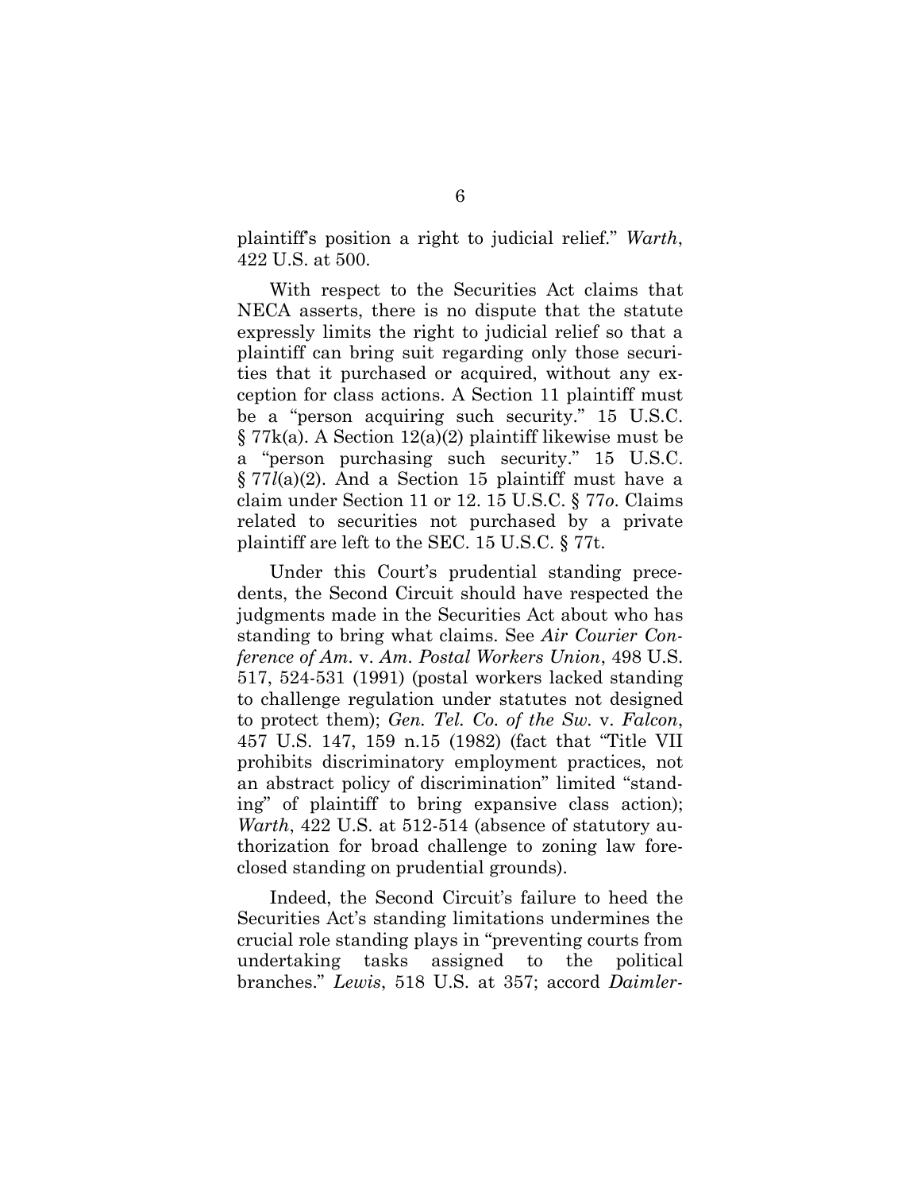plaintiff's position a right to judicial relief." *Warth*, 422 U.S. at 500.

With respect to the Securities Act claims that NECA asserts, there is no dispute that the statute expressly limits the right to judicial relief so that a plaintiff can bring suit regarding only those securities that it purchased or acquired, without any exception for class actions. A Section 11 plaintiff must be a "person acquiring such security." 15 U.S.C. § 77k(a). A Section 12(a)(2) plaintiff likewise must be a "person purchasing such security." 15 U.S.C. § 77*l*(a)(2). And a Section 15 plaintiff must have a claim under Section 11 or 12. 15 U.S.C. § 77*o*. Claims related to securities not purchased by a private plaintiff are left to the SEC. 15 U.S.C. § 77t.

Under this Court's prudential standing precedents, the Second Circuit should have respected the judgments made in the Securities Act about who has standing to bring what claims. See *Air Courier Conference of Am.* v. *Am. Postal Workers Union*, 498 U.S. 517, 524-531 (1991) (postal workers lacked standing to challenge regulation under statutes not designed to protect them); *Gen. Tel. Co. of the Sw.* v. *Falcon*, 457 U.S. 147, 159 n.15 (1982) (fact that "Title VII prohibits discriminatory employment practices, not an abstract policy of discrimination" limited "standing" of plaintiff to bring expansive class action); *Warth*, 422 U.S. at 512-514 (absence of statutory authorization for broad challenge to zoning law foreclosed standing on prudential grounds).

Indeed, the Second Circuit's failure to heed the Securities Act's standing limitations undermines the crucial role standing plays in "preventing courts from undertaking tasks assigned to the political branches." *Lewis*, 518 U.S. at 357; accord *Daimler-*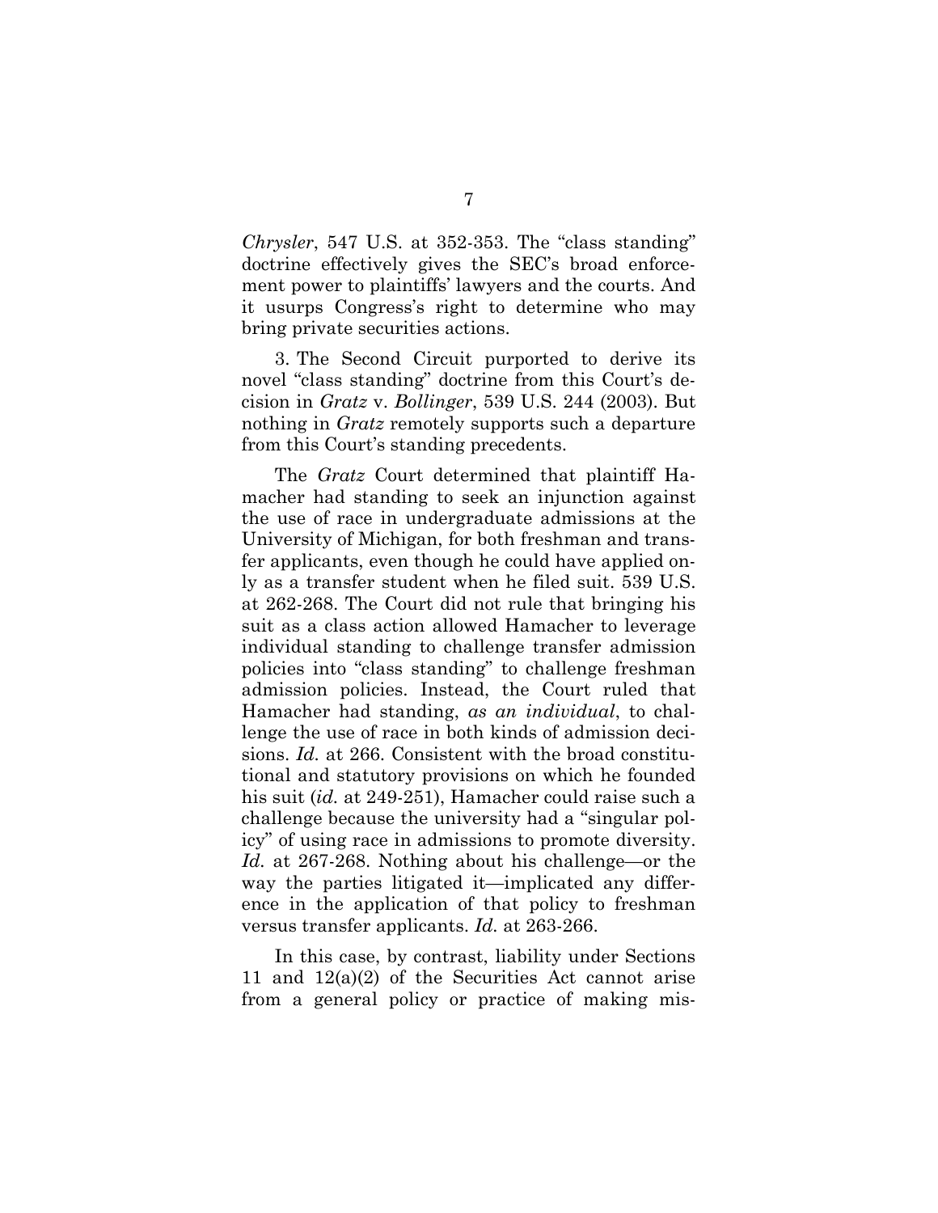*Chrysler*, 547 U.S. at 352-353. The "class standing" doctrine effectively gives the SEC's broad enforcement power to plaintiffs' lawyers and the courts. And it usurps Congress's right to determine who may bring private securities actions.

3. The Second Circuit purported to derive its novel "class standing" doctrine from this Court's decision in *Gratz* v. *Bollinger*, 539 U.S. 244 (2003). But nothing in *Gratz* remotely supports such a departure from this Court's standing precedents.

The *Gratz* Court determined that plaintiff Hamacher had standing to seek an injunction against the use of race in undergraduate admissions at the University of Michigan, for both freshman and transfer applicants, even though he could have applied only as a transfer student when he filed suit. 539 U.S. at 262-268. The Court did not rule that bringing his suit as a class action allowed Hamacher to leverage individual standing to challenge transfer admission policies into "class standing" to challenge freshman admission policies. Instead, the Court ruled that Hamacher had standing, *as an individual*, to challenge the use of race in both kinds of admission decisions. *Id.* at 266. Consistent with the broad constitutional and statutory provisions on which he founded his suit (*id.* at 249-251), Hamacher could raise such a challenge because the university had a "singular policy" of using race in admissions to promote diversity. *Id.* at 267-268. Nothing about his challenge—or the way the parties litigated it—implicated any difference in the application of that policy to freshman versus transfer applicants. *Id.* at 263-266.

In this case, by contrast, liability under Sections 11 and 12(a)(2) of the Securities Act cannot arise from a general policy or practice of making mis-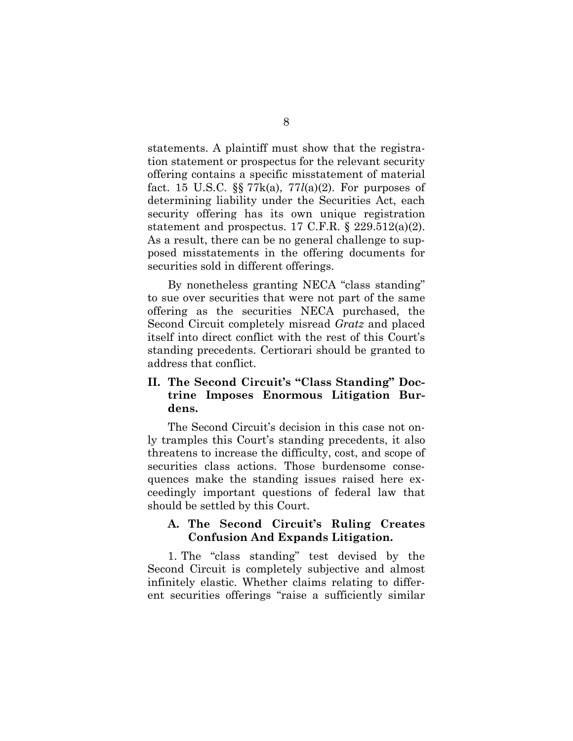statements. A plaintiff must show that the registration statement or prospectus for the relevant security offering contains a specific misstatement of material fact. 15 U.S.C. §§ 77k(a), 77*l*(a)(2). For purposes of determining liability under the Securities Act, each security offering has its own unique registration statement and prospectus. 17 C.F.R. § 229.512(a)(2). As a result, there can be no general challenge to supposed misstatements in the offering documents for securities sold in different offerings.

By nonetheless granting NECA "class standing" to sue over securities that were not part of the same offering as the securities NECA purchased, the Second Circuit completely misread *Gratz* and placed itself into direct conflict with the rest of this Court's standing precedents. Certiorari should be granted to address that conflict.

## II. The Second Circuit's "Class Standing" Doctrine Imposes Enormous Litigation Burdens.

The Second Circuit's decision in this case not only tramples this Court's standing precedents, it also threatens to increase the difficulty, cost, and scope of securities class actions. Those burdensome consequences make the standing issues raised here exceedingly important questions of federal law that should be settled by this Court.

### A. The Second Circuit's Ruling Creates Confusion And Expands Litigation.

1. The "class standing" test devised by the Second Circuit is completely subjective and almost infinitely elastic. Whether claims relating to different securities offerings "raise a sufficiently similar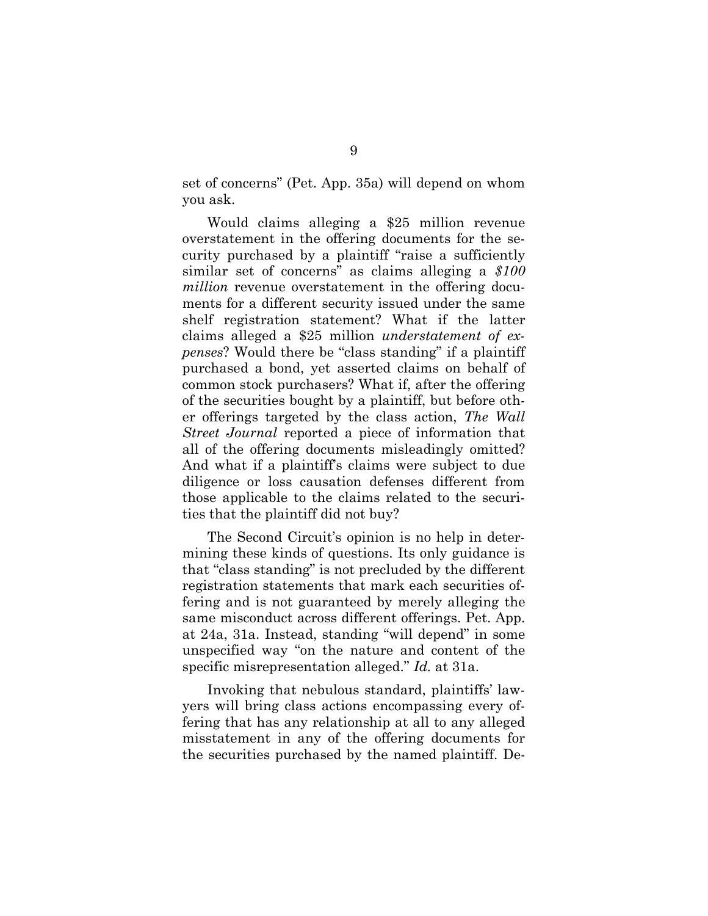set of concerns" (Pet. App. 35a) will depend on whom you ask.

Would claims alleging a $25 million revenue overstatement in the offering documents for the security purchased by a plaintiff "raise a sufficiently similar set of concerns" as claims alleging a *$100 million* revenue overstatement in the offering documents for a different security issued under the same shelf registration statement? What if the latter claims alleged a $25 million *understatement of expenses*? Would there be "class standing" if a plaintiff purchased a bond, yet asserted claims on behalf of common stock purchasers? What if, after the offering of the securities bought by a plaintiff, but before other offerings targeted by the class action, *The Wall Street Journal* reported a piece of information that all of the offering documents misleadingly omitted? And what if a plaintiff's claims were subject to due diligence or loss causation defenses different from those applicable to the claims related to the securities that the plaintiff did not buy?

The Second Circuit's opinion is no help in determining these kinds of questions. Its only guidance is that "class standing" is not precluded by the different registration statements that mark each securities offering and is not guaranteed by merely alleging the same misconduct across different offerings. Pet. App. at 24a, 31a. Instead, standing "will depend" in some unspecified way "on the nature and content of the specific misrepresentation alleged." *Id.* at 31a.

Invoking that nebulous standard, plaintiffs' lawyers will bring class actions encompassing every offering that has any relationship at all to any alleged misstatement in any of the offering documents for the securities purchased by the named plaintiff. De-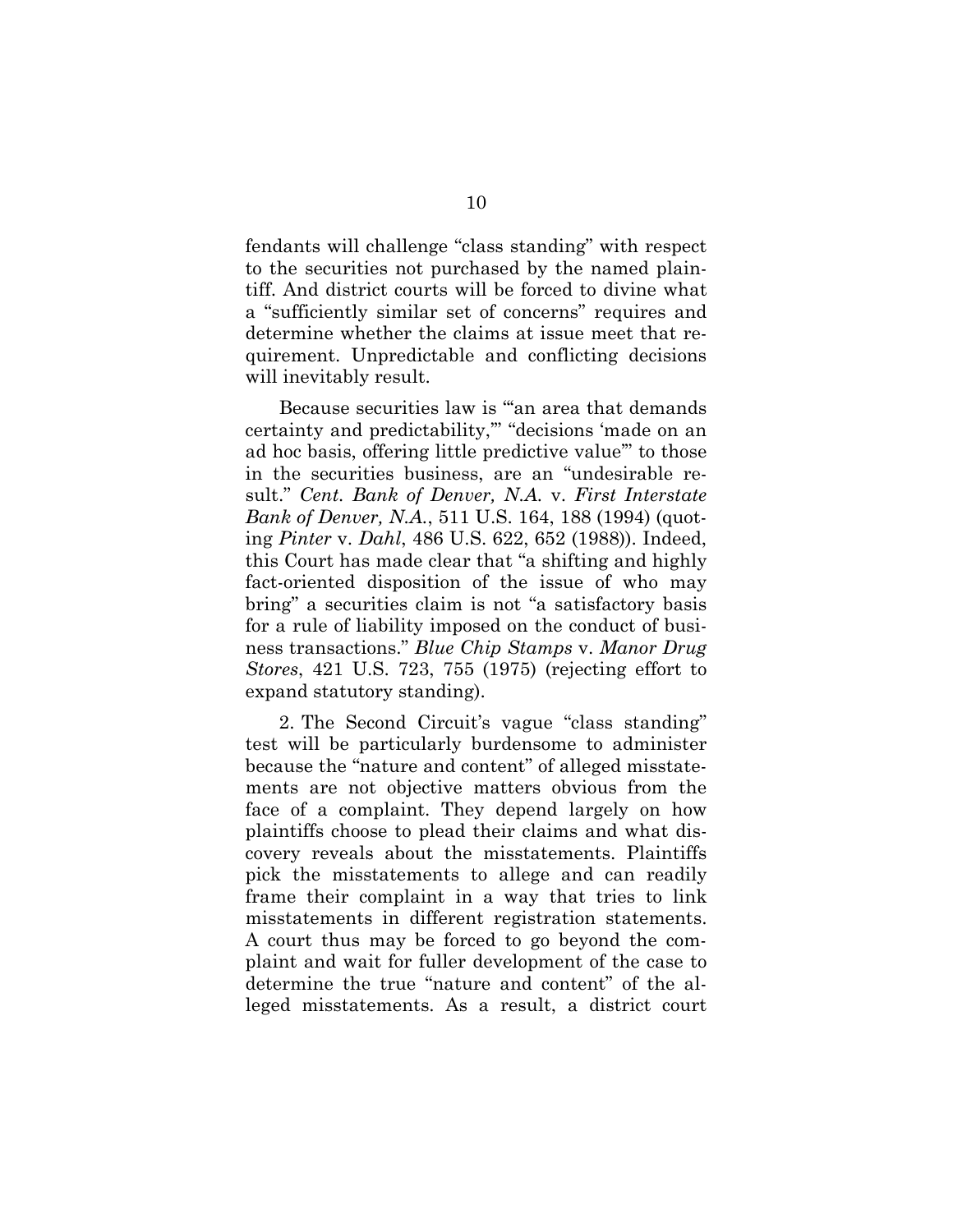fendants will challenge "class standing" with respect to the securities not purchased by the named plaintiff. And district courts will be forced to divine what a "sufficiently similar set of concerns" requires and determine whether the claims at issue meet that requirement. Unpredictable and conflicting decisions will inevitably result.

Because securities law is "'an area that demands certainty and predictability,'" "decisions 'made on an ad hoc basis, offering little predictive value'" to those in the securities business, are an "undesirable result." *Cent. Bank of Denver, N.A.* v. *First Interstate Bank of Denver, N.A.*, 511 U.S. 164, 188 (1994) (quoting *Pinter* v. *Dahl*, 486 U.S. 622, 652 (1988)). Indeed, this Court has made clear that "a shifting and highly fact-oriented disposition of the issue of who may bring" a securities claim is not "a satisfactory basis for a rule of liability imposed on the conduct of business transactions." *Blue Chip Stamps* v. *Manor Drug Stores*, 421 U.S. 723, 755 (1975) (rejecting effort to expand statutory standing).

2. The Second Circuit's vague "class standing" test will be particularly burdensome to administer because the "nature and content" of alleged misstatements are not objective matters obvious from the face of a complaint. They depend largely on how plaintiffs choose to plead their claims and what discovery reveals about the misstatements. Plaintiffs pick the misstatements to allege and can readily frame their complaint in a way that tries to link misstatements in different registration statements. A court thus may be forced to go beyond the complaint and wait for fuller development of the case to determine the true "nature and content" of the alleged misstatements. As a result, a district court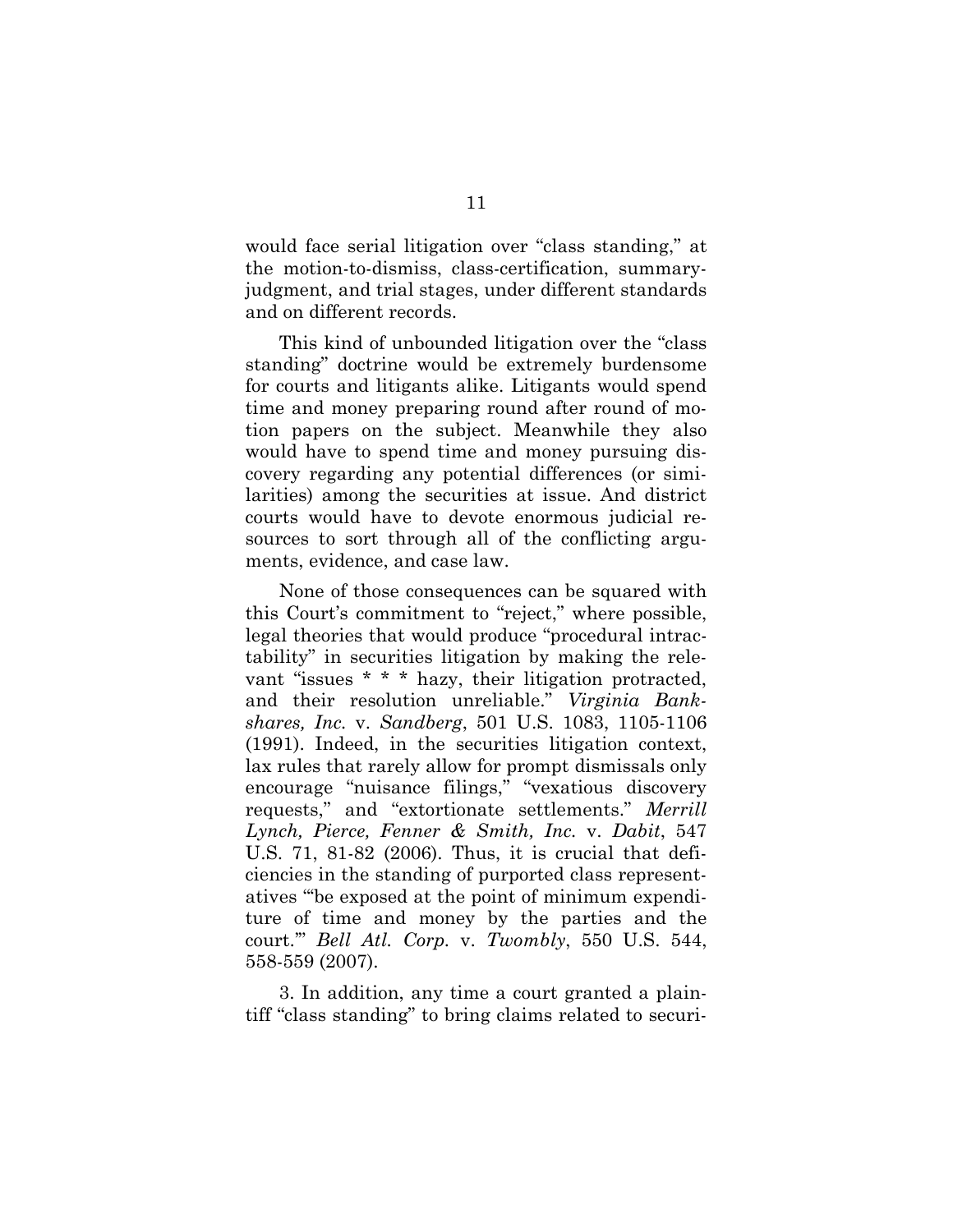would face serial litigation over "class standing," at the motion-to-dismiss, class-certification, summary-judgment, and trial stages, under different standards and on different records.

This kind of unbounded litigation over the "class standing" doctrine would be extremely burdensome for courts and litigants alike. Litigants would spend time and money preparing round after round of motion papers on the subject. Meanwhile they also would have to spend time and money pursuing discovery regarding any potential differences (or similarities) among the securities at issue. And district courts would have to devote enormous judicial resources to sort through all of the conflicting arguments, evidence, and case law.

None of those consequences can be squared with this Court's commitment to "reject," where possible, legal theories that would produce "procedural intractability" in securities litigation by making the relevant "issues * * * hazy, their litigation protracted, and their resolution unreliable." *Virginia Bankshares, Inc.* v. *Sandberg*, 501 U.S. 1083, 1105-1106 (1991). Indeed, in the securities litigation context, lax rules that rarely allow for prompt dismissals only encourage "nuisance filings," "vexatious discovery requests," and "extortionate settlements." *Merrill Lynch, Pierce, Fenner & Smith, Inc.* v. *Dabit*, 547 U.S. 71, 81-82 (2006). Thus, it is crucial that deficiencies in the standing of purported class representatives "'be exposed at the point of minimum expenditure of time and money by the parties and the court.'" *Bell Atl. Corp.* v. *Twombly*, 550 U.S. 544, 558-559 (2007).

3. In addition, any time a court granted a plaintiff "class standing" to bring claims related to securi-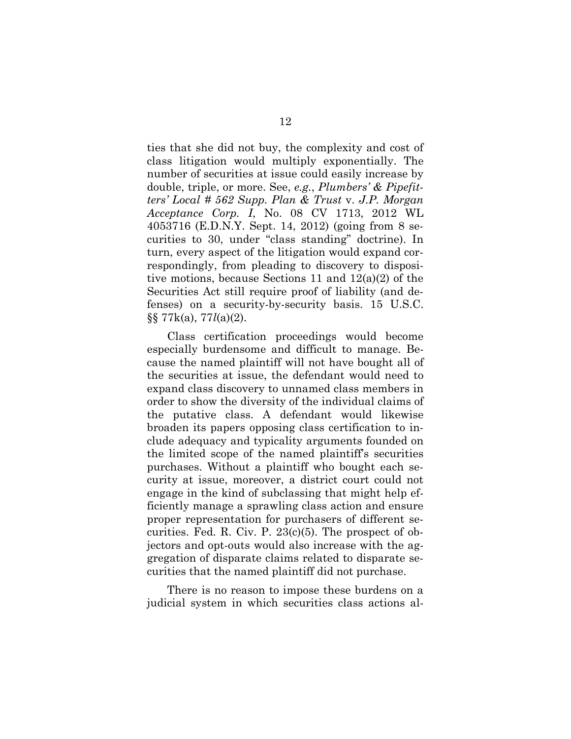ties that she did not buy, the complexity and cost of class litigation would multiply exponentially. The number of securities at issue could easily increase by double, triple, or more. See, *e.g.*, *Plumbers' & Pipefitters' Local # 562 Supp. Plan & Trust* v. *J.P. Morgan Acceptance Corp. I*, No. 08 CV 1713, 2012 WL 4053716 (E.D.N.Y. Sept. 14, 2012) (going from 8 securities to 30, under "class standing" doctrine). In turn, every aspect of the litigation would expand correspondingly, from pleading to discovery to dispositive motions, because Sections 11 and 12(a)(2) of the Securities Act still require proof of liability (and defenses) on a security-by-security basis. 15 U.S.C. §§ 77k(a), 77*l*(a)(2).

Class certification proceedings would become especially burdensome and difficult to manage. Because the named plaintiff will not have bought all of the securities at issue, the defendant would need to expand class discovery to unnamed class members in order to show the diversity of the individual claims of the putative class. A defendant would likewise broaden its papers opposing class certification to include adequacy and typicality arguments founded on the limited scope of the named plaintiff's securities purchases. Without a plaintiff who bought each security at issue, moreover, a district court could not engage in the kind of subclassing that might help efficiently manage a sprawling class action and ensure proper representation for purchasers of different securities. Fed. R. Civ. P. 23(c)(5). The prospect of objectors and opt-outs would also increase with the aggregation of disparate claims related to disparate securities that the named plaintiff did not purchase.

There is no reason to impose these burdens on a judicial system in which securities class actions al-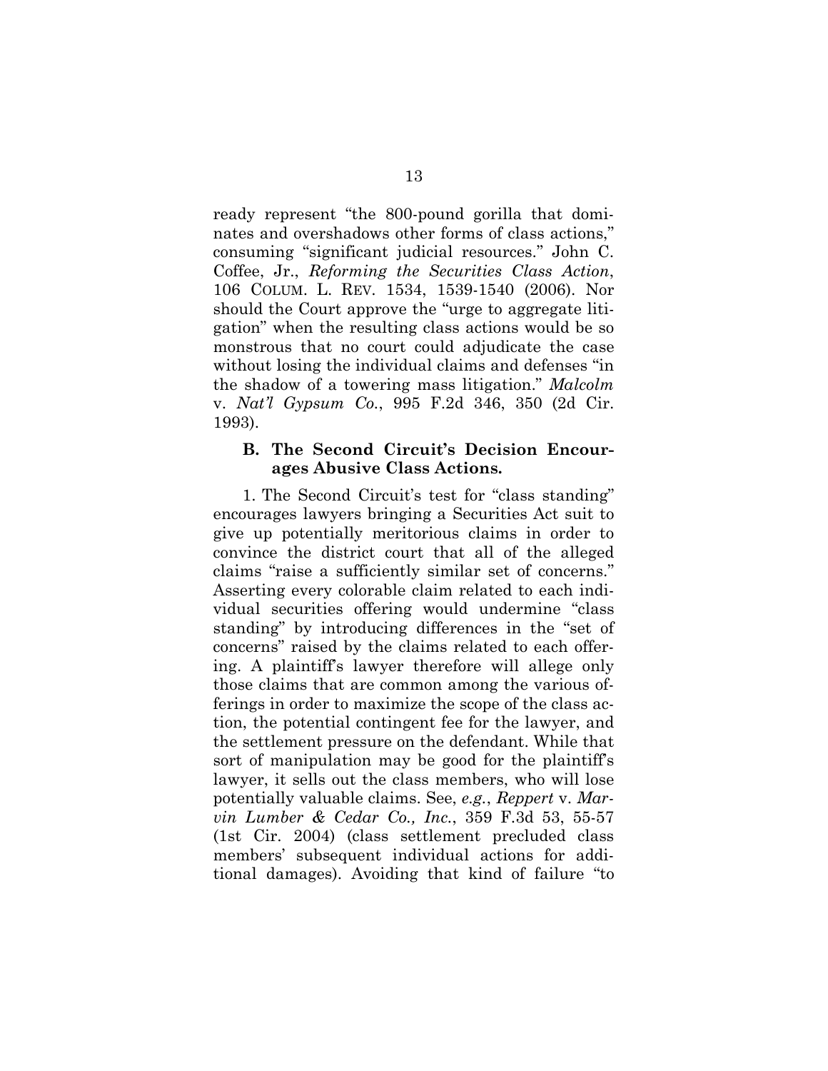ready represent "the 800-pound gorilla that dominates and overshadows other forms of class actions," consuming "significant judicial resources." John C. Coffee, Jr., *Reforming the Securities Class Action*, 106 COLUM. L. REV. 1534, 1539-1540 (2006). Nor should the Court approve the "urge to aggregate litigation" when the resulting class actions would be so monstrous that no court could adjudicate the case without losing the individual claims and defenses "in the shadow of a towering mass litigation." *Malcolm* v. *Nat'l Gypsum Co.*, 995 F.2d 346, 350 (2d Cir. 1993).

### B. The Second Circuit's Decision Encourages Abusive Class Actions.

1. The Second Circuit's test for "class standing" encourages lawyers bringing a Securities Act suit to give up potentially meritorious claims in order to convince the district court that all of the alleged claims "raise a sufficiently similar set of concerns." Asserting every colorable claim related to each individual securities offering would undermine "class standing" by introducing differences in the "set of concerns" raised by the claims related to each offering. A plaintiff's lawyer therefore will allege only those claims that are common among the various offerings in order to maximize the scope of the class action, the potential contingent fee for the lawyer, and the settlement pressure on the defendant. While that sort of manipulation may be good for the plaintiff's lawyer, it sells out the class members, who will lose potentially valuable claims. See, *e.g.*, *Reppert* v. *Marvin Lumber & Cedar Co., Inc.*, 359 F.3d 53, 55-57 (1st Cir. 2004) (class settlement precluded class members' subsequent individual actions for additional damages). Avoiding that kind of failure "to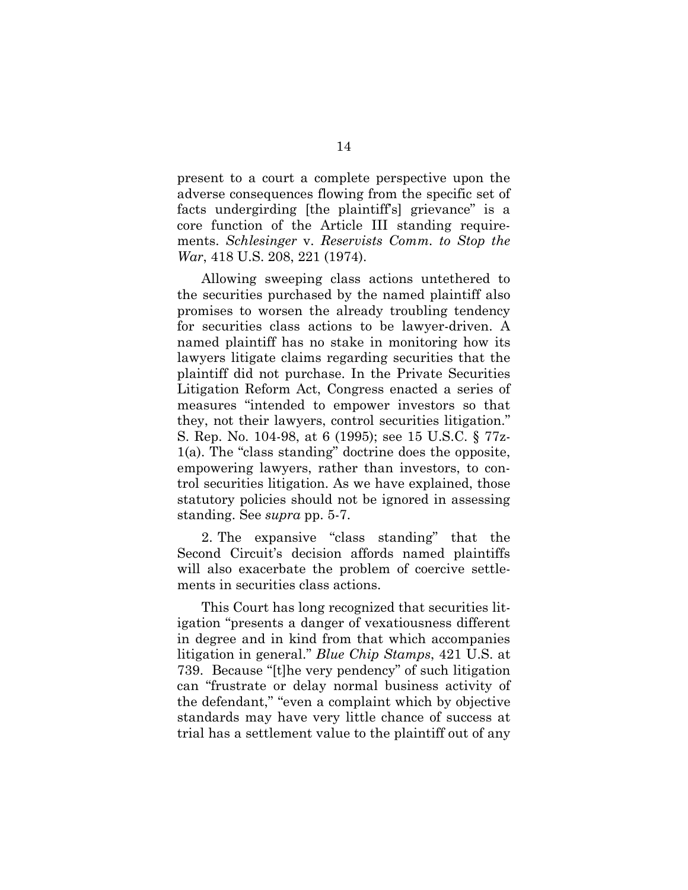present to a court a complete perspective upon the adverse consequences flowing from the specific set of facts undergirding [the plaintiff's] grievance" is a core function of the Article III standing requirements. *Schlesinger* v. *Reservists Comm. to Stop the War*, 418 U.S. 208, 221 (1974).

Allowing sweeping class actions untethered to the securities purchased by the named plaintiff also promises to worsen the already troubling tendency for securities class actions to be lawyer-driven. A named plaintiff has no stake in monitoring how its lawyers litigate claims regarding securities that the plaintiff did not purchase. In the Private Securities Litigation Reform Act, Congress enacted a series of measures "intended to empower investors so that they, not their lawyers, control securities litigation." S. Rep. No. 104-98, at 6 (1995); see 15 U.S.C. § 77z-1(a). The "class standing" doctrine does the opposite, empowering lawyers, rather than investors, to control securities litigation. As we have explained, those statutory policies should not be ignored in assessing standing. See *supra* pp. 5-7.

2. The expansive "class standing" that the Second Circuit's decision affords named plaintiffs will also exacerbate the problem of coercive settlements in securities class actions.

This Court has long recognized that securities litigation "presents a danger of vexatiousness different in degree and in kind from that which accompanies litigation in general." *Blue Chip Stamps*, 421 U.S. at 739. Because "[t]he very pendency" of such litigation can "frustrate or delay normal business activity of the defendant," "even a complaint which by objective standards may have very little chance of success at trial has a settlement value to the plaintiff out of any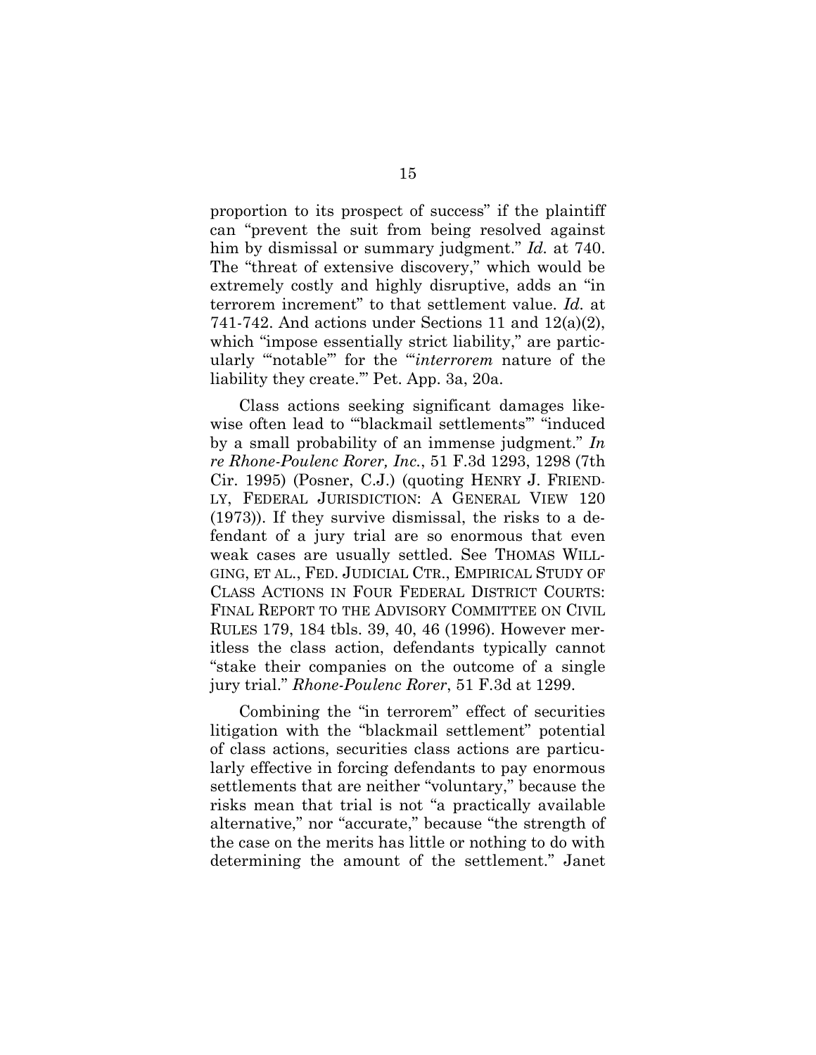proportion to its prospect of success" if the plaintiff can "prevent the suit from being resolved against him by dismissal or summary judgment." *Id.* at 740. The "threat of extensive discovery," which would be extremely costly and highly disruptive, adds an "in terrorem increment" to that settlement value. *Id.* at 741-742. And actions under Sections 11 and 12(a)(2), which "impose essentially strict liability," are particularly "'notable'" for the "'*interrorem* nature of the liability they create.'" Pet. App. 3a, 20a.

Class actions seeking significant damages likewise often lead to "'blackmail settlements'" "induced by a small probability of an immense judgment." *In re Rhone-Poulenc Rorer, Inc.*, 51 F.3d 1293, 1298 (7th Cir. 1995) (Posner, C.J.) (quoting HENRY J. FRIENDLY, FEDERAL JURISDICTION: A GENERAL VIEW 120 (1973)). If they survive dismissal, the risks to a defendant of a jury trial are so enormous that even weak cases are usually settled. See THOMAS WILLGING, ET AL., FED. JUDICIAL CTR., EMPIRICAL STUDY OF CLASS ACTIONS IN FOUR FEDERAL DISTRICT COURTS: FINAL REPORT TO THE ADVISORY COMMITTEE ON CIVIL RULES 179, 184 tbls. 39, 40, 46 (1996). However meritless the class action, defendants typically cannot "stake their companies on the outcome of a single jury trial." *Rhone-Poulenc Rorer*, 51 F.3d at 1299.

Combining the "in terrorem" effect of securities litigation with the "blackmail settlement" potential of class actions, securities class actions are particularly effective in forcing defendants to pay enormous settlements that are neither "voluntary," because the risks mean that trial is not "a practically available alternative," nor "accurate," because "the strength of the case on the merits has little or nothing to do with determining the amount of the settlement." Janet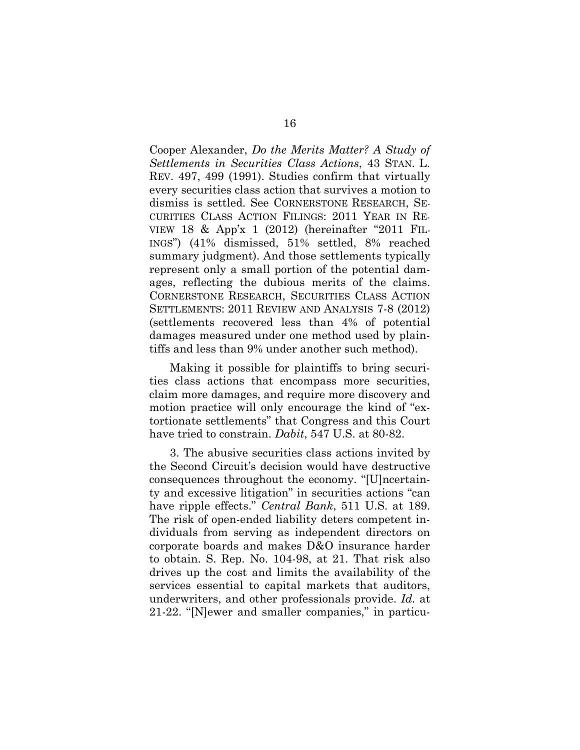Cooper Alexander, *Do the Merits Matter? A Study of Settlements in Securities Class Actions*, 43 STAN. L. REV. 497, 499 (1991). Studies confirm that virtually every securities class action that survives a motion to dismiss is settled. See CORNERSTONE RESEARCH, SECURITIES CLASS ACTION FILINGS: 2011 YEAR IN REVIEW 18 & App'x 1 (2012) (hereinafter "2011 FILINGS") (41% dismissed, 51% settled, 8% reached summary judgment). And those settlements typically represent only a small portion of the potential damages, reflecting the dubious merits of the claims. CORNERSTONE RESEARCH, SECURITIES CLASS ACTION SETTLEMENTS: 2011 REVIEW AND ANALYSIS 7-8 (2012) (settlements recovered less than 4% of potential damages measured under one method used by plaintiffs and less than 9% under another such method).

Making it possible for plaintiffs to bring securities class actions that encompass more securities, claim more damages, and require more discovery and motion practice will only encourage the kind of "extortionate settlements" that Congress and this Court have tried to constrain. *Dabit*, 547 U.S. at 80-82.

3. The abusive securities class actions invited by the Second Circuit's decision would have destructive consequences throughout the economy. "[U]ncertainty and excessive litigation" in securities actions "can have ripple effects." *Central Bank*, 511 U.S. at 189. The risk of open-ended liability deters competent individuals from serving as independent directors on corporate boards and makes D&O insurance harder to obtain. S. Rep. No. 104-98, at 21. That risk also drives up the cost and limits the availability of the services essential to capital markets that auditors, underwriters, and other professionals provide. *Id.* at 21-22. "[N]ewer and smaller companies," in particu-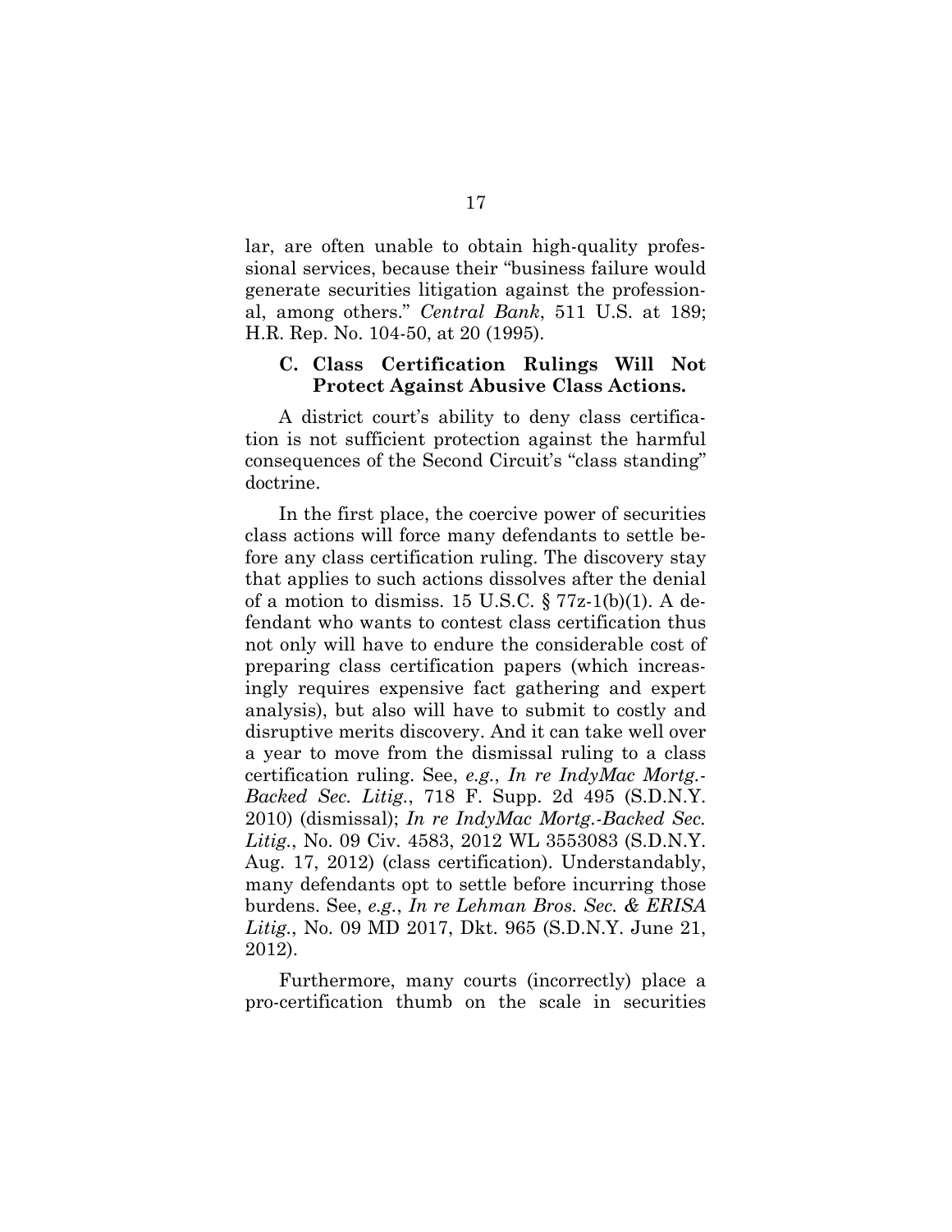lar, are often unable to obtain high-quality professional services, because their "business failure would generate securities litigation against the professional, among others." *Central Bank*, 511 U.S. at 189; H.R. Rep. No. 104-50, at 20 (1995).

### C. Class Certification Rulings Will Not Protect Against Abusive Class Actions.

A district court's ability to deny class certification is not sufficient protection against the harmful consequences of the Second Circuit's "class standing" doctrine.

In the first place, the coercive power of securities class actions will force many defendants to settle before any class certification ruling. The discovery stay that applies to such actions dissolves after the denial of a motion to dismiss. 15 U.S.C. § 77z-1(b)(1). A defendant who wants to contest class certification thus not only will have to endure the considerable cost of preparing class certification papers (which increasingly requires expensive fact gathering and expert analysis), but also will have to submit to costly and disruptive merits discovery. And it can take well over a year to move from the dismissal ruling to a class certification ruling. See, *e.g.*, *In re IndyMac Mortg.-Backed Sec. Litig.*, 718 F. Supp. 2d 495 (S.D.N.Y. 2010) (dismissal); *In re IndyMac Mortg.-Backed Sec. Litig.*, No. 09 Civ. 4583, 2012 WL 3553083 (S.D.N.Y. Aug. 17, 2012) (class certification). Understandably, many defendants opt to settle before incurring those burdens. See, *e.g.*, *In re Lehman Bros. Sec. & ERISA Litig.*, No. 09 MD 2017, Dkt. 965 (S.D.N.Y. June 21, 2012).

Furthermore, many courts (incorrectly) place a pro-certification thumb on the scale in securities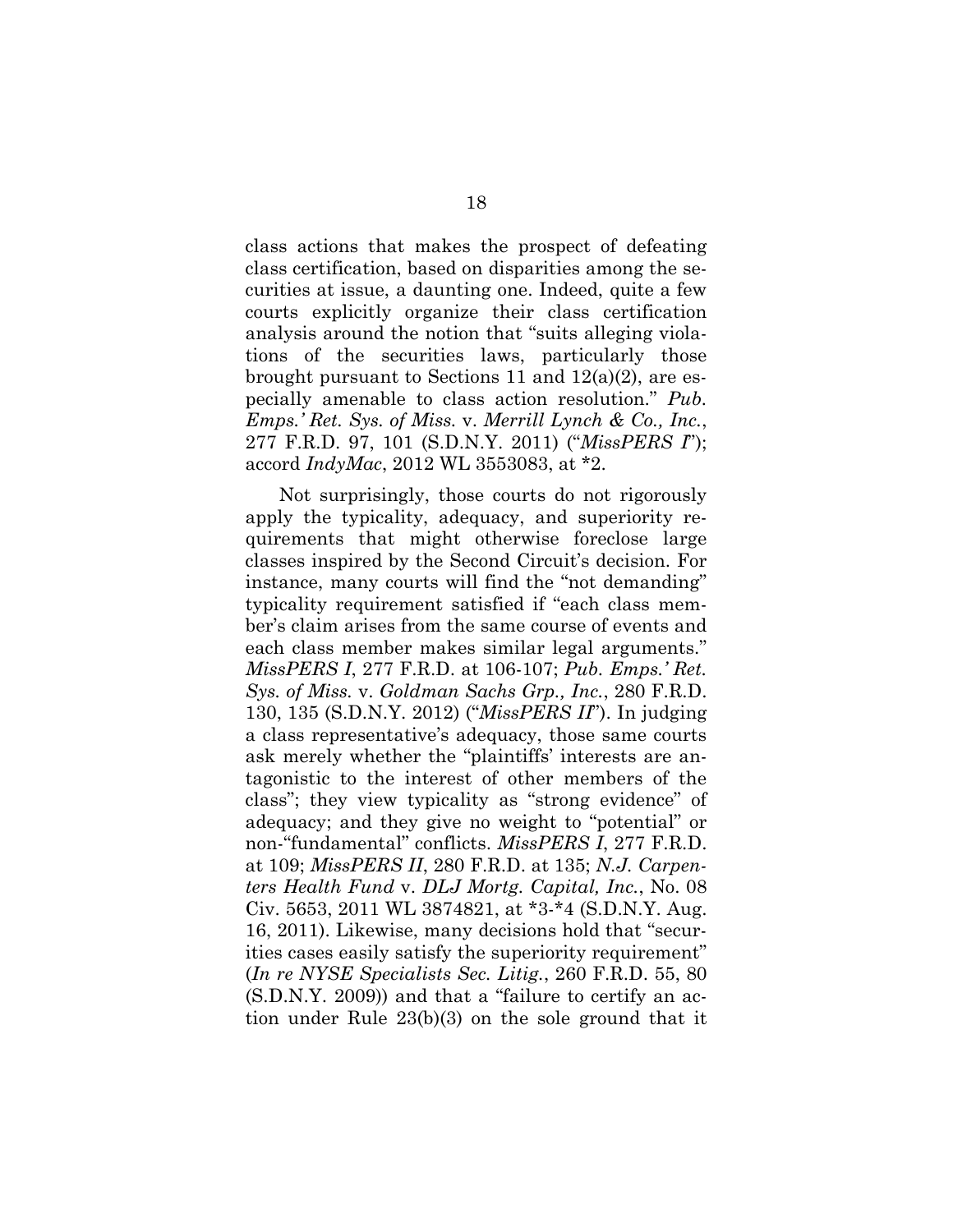class actions that makes the prospect of defeating class certification, based on disparities among the securities at issue, a daunting one. Indeed, quite a few courts explicitly organize their class certification analysis around the notion that "suits alleging violations of the securities laws, particularly those brought pursuant to Sections 11 and 12(a)(2), are especially amenable to class action resolution." *Pub. Emps.' Ret. Sys. of Miss.* v. *Merrill Lynch & Co., Inc.*, 277 F.R.D. 97, 101 (S.D.N.Y. 2011) ("*MissPERS I*"); accord *IndyMac*, 2012 WL 3553083, at *2.

Not surprisingly, those courts do not rigorously apply the typicality, adequacy, and superiority requirements that might otherwise foreclose large classes inspired by the Second Circuit's decision. For instance, many courts will find the "not demanding" typicality requirement satisfied if "each class member's claim arises from the same course of events and each class member makes similar legal arguments." *MissPERS I*, 277 F.R.D. at 106-107; *Pub. Emps.' Ret. Sys. of Miss.* v. *Goldman Sachs Grp., Inc.*, 280 F.R.D. 130, 135 (S.D.N.Y. 2012) ("*MissPERS II*"). In judging a class representative's adequacy, those same courts ask merely whether the "plaintiffs' interests are antagonistic to the interest of other members of the class"; they view typicality as "strong evidence" of adequacy; and they give no weight to "potential" or non-"fundamental" conflicts. *MissPERS I*, 277 F.R.D. at 109; *MissPERS II*, 280 F.R.D. at 135; *N.J. Carpenters Health Fund* v. *DLJ Mortg. Capital, Inc.*, No. 08 Civ. 5653, 2011 WL 3874821, at *3-*4 (S.D.N.Y. Aug. 16, 2011). Likewise, many decisions hold that "securities cases easily satisfy the superiority requirement" (*In re NYSE Specialists Sec. Litig.*, 260 F.R.D. 55, 80 (S.D.N.Y. 2009)) and that a "failure to certify an action under Rule 23(b)(3) on the sole ground that it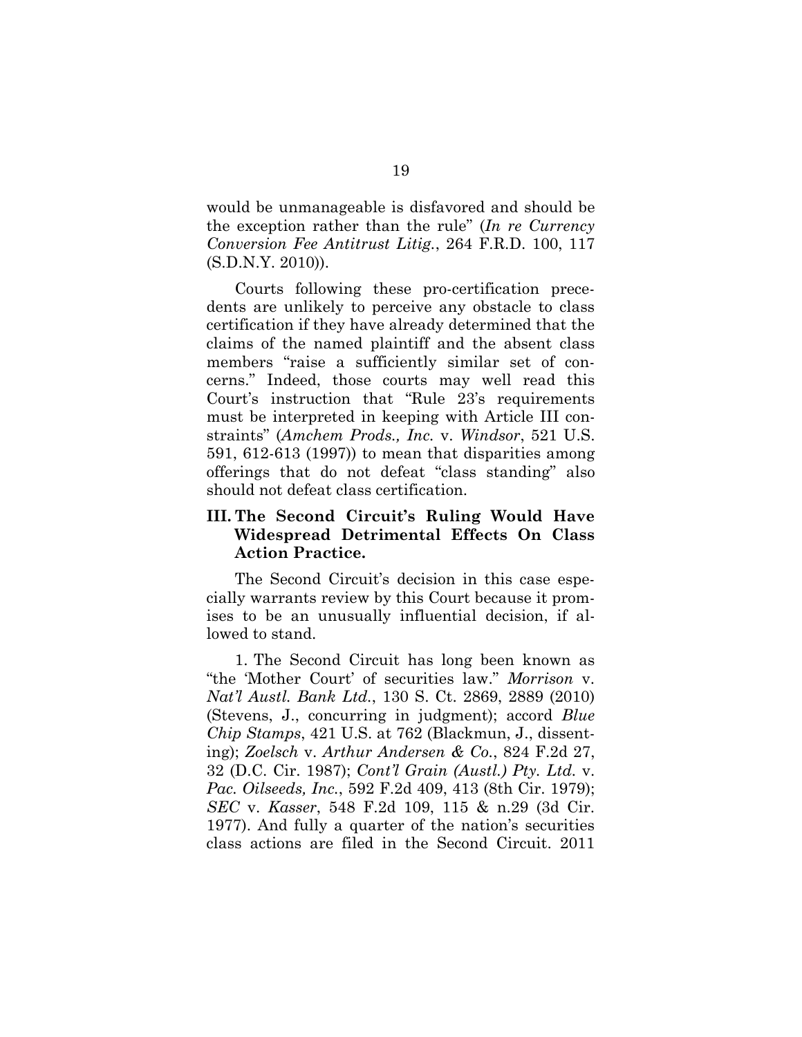would be unmanageable is disfavored and should be the exception rather than the rule" (*In re Currency Conversion Fee Antitrust Litig.*, 264 F.R.D. 100, 117 (S.D.N.Y. 2010)).

Courts following these pro-certification precedents are unlikely to perceive any obstacle to class certification if they have already determined that the claims of the named plaintiff and the absent class members "raise a sufficiently similar set of concerns." Indeed, those courts may well read this Court's instruction that "Rule 23's requirements must be interpreted in keeping with Article III constraints" (*Amchem Prods., Inc.* v. *Windsor*, 521 U.S. 591, 612-613 (1997)) to mean that disparities among offerings that do not defeat "class standing" also should not defeat class certification.

## III. The Second Circuit's Ruling Would Have Widespread Detrimental Effects On Class Action Practice.

The Second Circuit's decision in this case especially warrants review by this Court because it promises to be an unusually influential decision, if allowed to stand.

1. The Second Circuit has long been known as "the 'Mother Court' of securities law." *Morrison* v. *Nat'l Austl. Bank Ltd.*, 130 S. Ct. 2869, 2889 (2010) (Stevens, J., concurring in judgment); accord *Blue Chip Stamps*, 421 U.S. at 762 (Blackmun, J., dissenting); *Zoelsch* v. *Arthur Andersen & Co.*, 824 F.2d 27, 32 (D.C. Cir. 1987); *Cont'l Grain (Austl.) Pty. Ltd.* v. *Pac. Oilseeds, Inc.*, 592 F.2d 409, 413 (8th Cir. 1979); *SEC* v. *Kasser*, 548 F.2d 109, 115 & n.29 (3d Cir. 1977). And fully a quarter of the nation's securities class actions are filed in the Second Circuit. 2011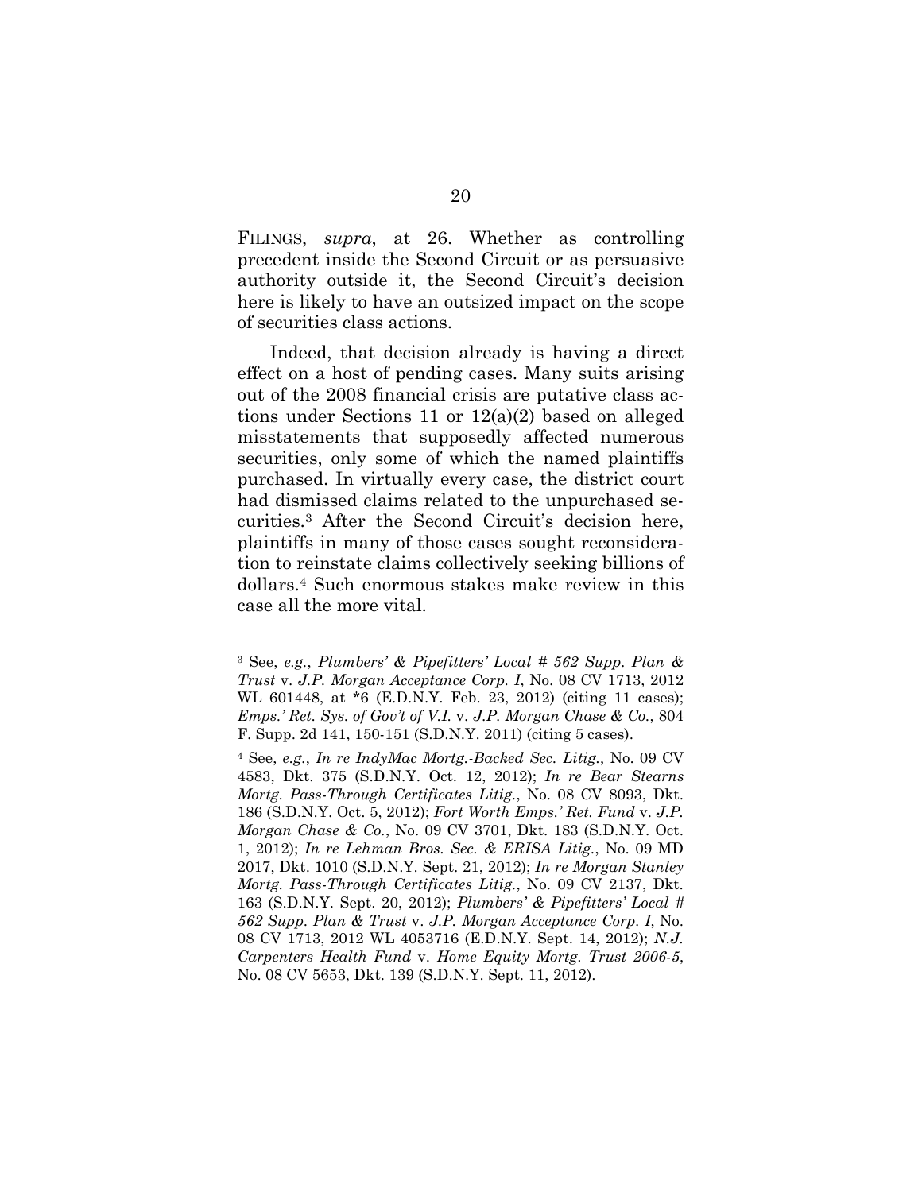FILINGS, *supra*, at 26. Whether as controlling precedent inside the Second Circuit or as persuasive authority outside it, the Second Circuit's decision here is likely to have an outsized impact on the scope of securities class actions.

Indeed, that decision already is having a direct effect on a host of pending cases. Many suits arising out of the 2008 financial crisis are putative class actions under Sections 11 or 12(a)(2) based on alleged misstatements that supposedly affected numerous securities, only some of which the named plaintiffs purchased. In virtually every case, the district court had dismissed claims related to the unpurchased securities.[3] After the Second Circuit's decision here, plaintiffs in many of those cases sought reconsideration to reinstate claims collectively seeking billions of dollars.[4] Such enormous stakes make review in this case all the more vital.

---

[3] See, *e.g.*, *Plumbers' & Pipefitters' Local # 562 Supp. Plan & Trust* v. *J.P. Morgan Acceptance Corp. I*, No. 08 CV 1713, 2012 WL 601448, at *6 (E.D.N.Y. Feb. 23, 2012) (citing 11 cases); *Emps.' Ret. Sys. of Gov't of V.I.* v. *J.P. Morgan Chase & Co.*, 804 F. Supp. 2d 141, 150-151 (S.D.N.Y. 2011) (citing 5 cases).

[4] See, *e.g.*, *In re IndyMac Mortg.-Backed Sec. Litig.*, No. 09 CV 4583, Dkt. 375 (S.D.N.Y. Oct. 12, 2012); *In re Bear Stearns Mortg. Pass-Through Certificates Litig.*, No. 08 CV 8093, Dkt. 186 (S.D.N.Y. Oct. 5, 2012); *Fort Worth Emps.' Ret. Fund* v. *J.P. Morgan Chase & Co.*, No. 09 CV 3701, Dkt. 183 (S.D.N.Y. Oct. 1, 2012); *In re Lehman Bros. Sec. & ERISA Litig.*, No. 09 MD 2017, Dkt. 1010 (S.D.N.Y. Sept. 21, 2012); *In re Morgan Stanley Mortg. Pass-Through Certificates Litig.*, No. 09 CV 2137, Dkt. 163 (S.D.N.Y. Sept. 20, 2012); *Plumbers' & Pipefitters' Local # 562 Supp. Plan & Trust* v. *J.P. Morgan Acceptance Corp. I*, No. 08 CV 1713, 2012 WL 4053716 (E.D.N.Y. Sept. 14, 2012); *N.J. Carpenters Health Fund* v. *Home Equity Mortg. Trust 2006-5*, No. 08 CV 5653, Dkt. 139 (S.D.N.Y. Sept. 11, 2012).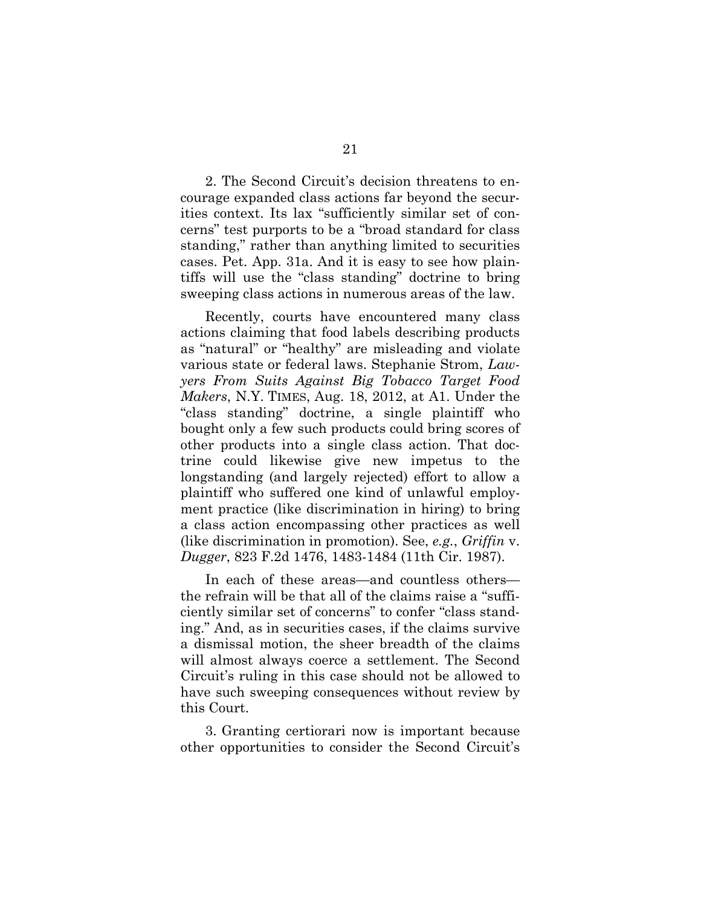2. The Second Circuit's decision threatens to encourage expanded class actions far beyond the securities context. Its lax "sufficiently similar set of concerns" test purports to be a "broad standard for class standing," rather than anything limited to securities cases. Pet. App. 31a. And it is easy to see how plaintiffs will use the "class standing" doctrine to bring sweeping class actions in numerous areas of the law.

Recently, courts have encountered many class actions claiming that food labels describing products as "natural" or "healthy" are misleading and violate various state or federal laws. Stephanie Strom, *Lawyers From Suits Against Big Tobacco Target Food Makers*, N.Y. TIMES, Aug. 18, 2012, at A1. Under the "class standing" doctrine, a single plaintiff who bought only a few such products could bring scores of other products into a single class action. That doctrine could likewise give new impetus to the longstanding (and largely rejected) effort to allow a plaintiff who suffered one kind of unlawful employment practice (like discrimination in hiring) to bring a class action encompassing other practices as well (like discrimination in promotion). See, *e.g.*, *Griffin* v. *Dugger*, 823 F.2d 1476, 1483-1484 (11th Cir. 1987).

In each of these areas—and countless others—the refrain will be that all of the claims raise a "sufficiently similar set of concerns" to confer "class standing." And, as in securities cases, if the claims survive a dismissal motion, the sheer breadth of the claims will almost always coerce a settlement. The Second Circuit's ruling in this case should not be allowed to have such sweeping consequences without review by this Court.

3. Granting certiorari now is important because other opportunities to consider the Second Circuit's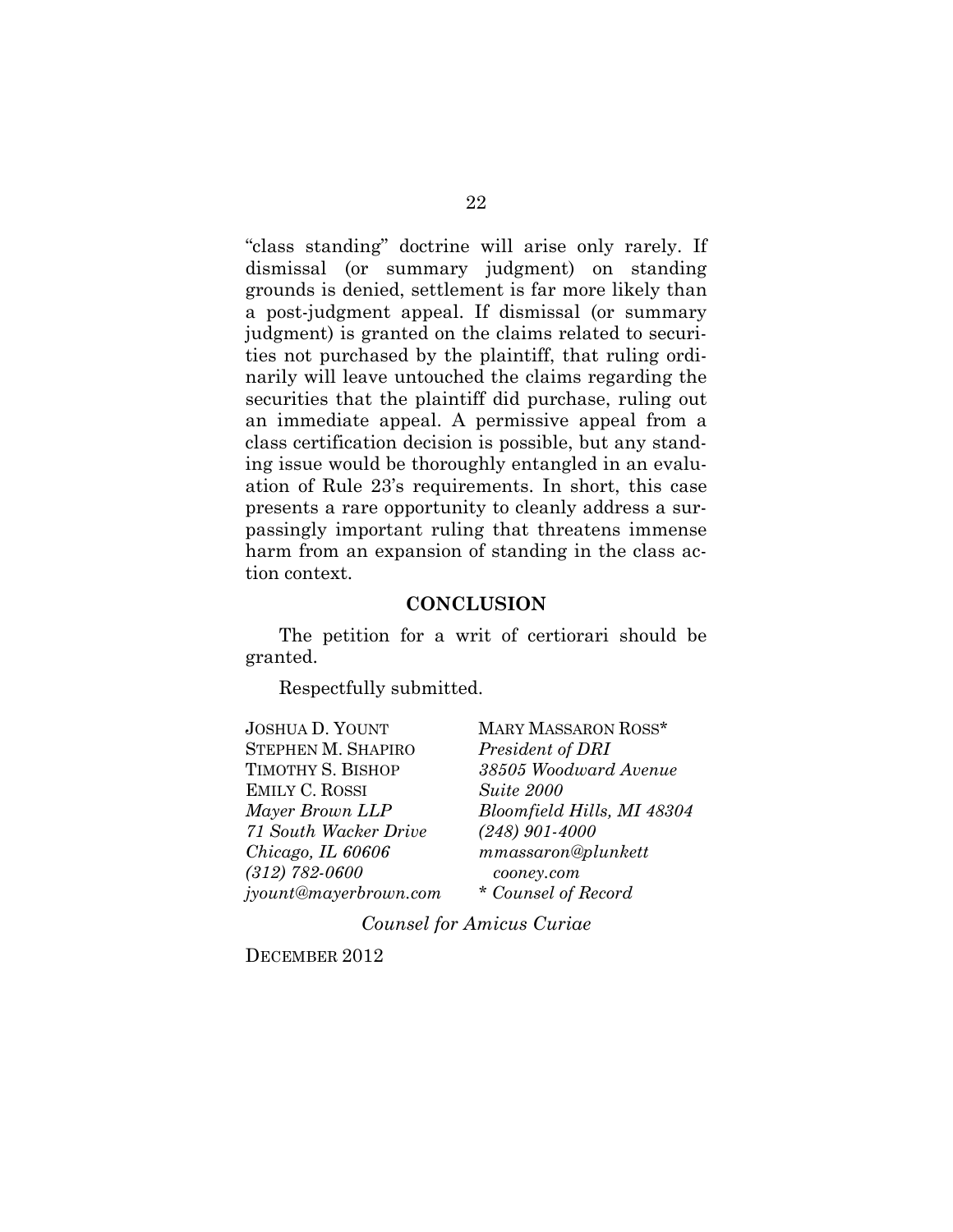"class standing" doctrine will arise only rarely. If dismissal (or summary judgment) on standing grounds is denied, settlement is far more likely than a post-judgment appeal. If dismissal (or summary judgment) is granted on the claims related to securities not purchased by the plaintiff, that ruling ordinarily will leave untouched the claims regarding the securities that the plaintiff did purchase, ruling out an immediate appeal. A permissive appeal from a class certification decision is possible, but any standing issue would be thoroughly entangled in an evaluation of Rule 23's requirements. In short, this case presents a rare opportunity to cleanly address a surpassingly important ruling that threatens immense harm from an expansion of standing in the class action context.

## CONCLUSION

The petition for a writ of certiorari should be granted.

Respectfully submitted.

JOSHUA D. YOUNT
STEPHEN M. SHAPIRO
TIMOTHY S. BISHOP
EMILY C. ROSSI
*Mayer Brown LLP*
*71 South Wacker Drive*
*Chicago, IL 60606*
*(312) 782-0600*
*jyount@mayerbrown.com*

MARY MASSARON ROSS*
*President of DRI*
*38505 Woodward Avenue*
*Suite 2000*
*Bloomfield Hills, MI 48304*
*(248) 901-4000*
*mmassaron@plunkettcooney.com*
*\* Counsel of Record*

*Counsel for Amicus Curiae*

DECEMBER 2012